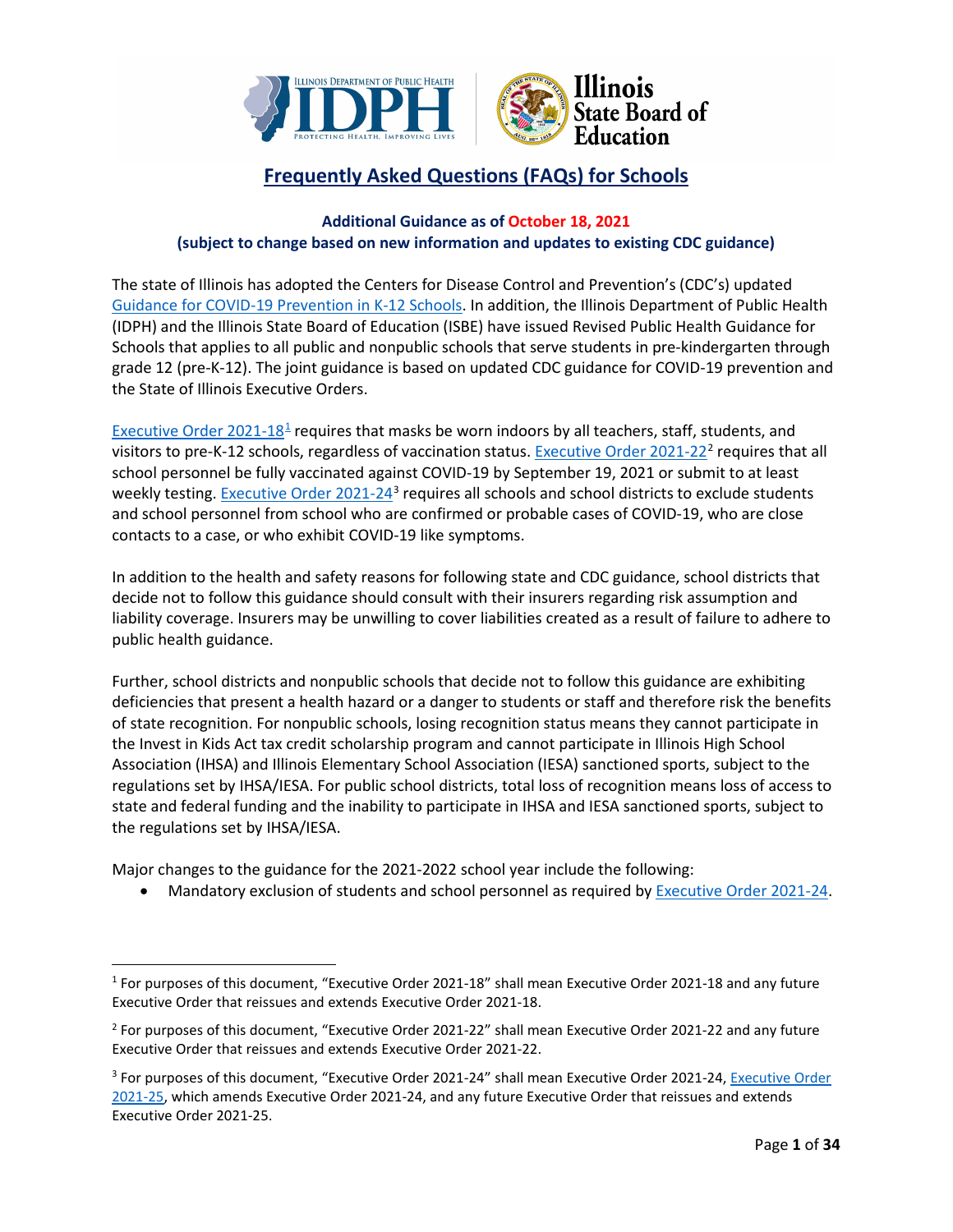# Frequently Asked Questions (FAQs) for Schools

**Additional Guidance as of October 18, 2021**
**(subject to change based on new information and updates to existing CDC guidance)**

The state of Illinois has adopted the Centers for Disease Control and Prevention's (CDC's) updated Guidance for COVID-19 Prevention in K-12 Schools. In addition, the Illinois Department of Public Health (IDPH) and the Illinois State Board of Education (ISBE) have issued Revised Public Health Guidance for Schools that applies to all public and nonpublic schools that serve students in pre-kindergarten through grade 12 (pre-K-12). The joint guidance is based on updated CDC guidance for COVID-19 prevention and the State of Illinois Executive Orders.

Executive Order 2021-18[1] requires that masks be worn indoors by all teachers, staff, students, and visitors to pre-K-12 schools, regardless of vaccination status. Executive Order 2021-22[2] requires that all school personnel be fully vaccinated against COVID-19 by September 19, 2021 or submit to at least weekly testing. Executive Order 2021-24[3] requires all schools and school districts to exclude students and school personnel from school who are confirmed or probable cases of COVID-19, who are close contacts to a case, or who exhibit COVID-19 like symptoms.

In addition to the health and safety reasons for following state and CDC guidance, school districts that decide not to follow this guidance should consult with their insurers regarding risk assumption and liability coverage. Insurers may be unwilling to cover liabilities created as a result of failure to adhere to public health guidance.

Further, school districts and nonpublic schools that decide not to follow this guidance are exhibiting deficiencies that present a health hazard or a danger to students or staff and therefore risk the benefits of state recognition. For nonpublic schools, losing recognition status means they cannot participate in the Invest in Kids Act tax credit scholarship program and cannot participate in Illinois High School Association (IHSA) and Illinois Elementary School Association (IESA) sanctioned sports, subject to the regulations set by IHSA/IESA. For public school districts, total loss of recognition means loss of access to state and federal funding and the inability to participate in IHSA and IESA sanctioned sports, subject to the regulations set by IHSA/IESA.

Major changes to the guidance for the 2021-2022 school year include the following:

- Mandatory exclusion of students and school personnel as required by Executive Order 2021-24.

---

[1] For purposes of this document, "Executive Order 2021-18" shall mean Executive Order 2021-18 and any future Executive Order that reissues and extends Executive Order 2021-18.

[2] For purposes of this document, "Executive Order 2021-22" shall mean Executive Order 2021-22 and any future Executive Order that reissues and extends Executive Order 2021-22.

[3] For purposes of this document, "Executive Order 2021-24" shall mean Executive Order 2021-24, Executive Order 2021-25, which amends Executive Order 2021-24, and any future Executive Order that reissues and extends Executive Order 2021-25.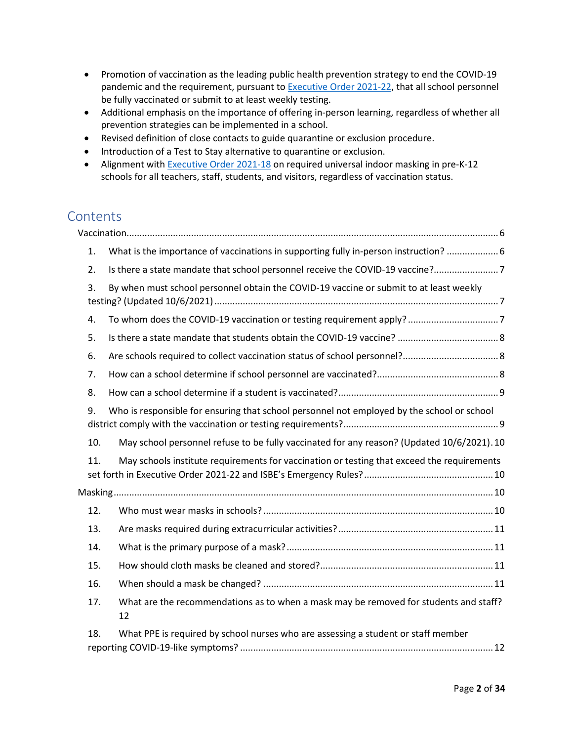- Promotion of vaccination as the leading public health prevention strategy to end the COVID-19 pandemic and the requirement, pursuant to [Executive Order 2021-22](), that all school personnel be fully vaccinated or submit to at least weekly testing.
- Additional emphasis on the importance of offering in-person learning, regardless of whether all prevention strategies can be implemented in a school.
- Revised definition of close contacts to guide quarantine or exclusion procedure.
- Introduction of a Test to Stay alternative to quarantine or exclusion.
- Alignment with [Executive Order 2021-18]() on required universal indoor masking in pre-K-12 schools for all teachers, staff, students, and visitors, regardless of vaccination status.

## Contents

Vaccination ..... 6

1. What is the importance of vaccinations in supporting fully in-person instruction? ..... 6
2. Is there a state mandate that school personnel receive the COVID-19 vaccine? ..... 7
3. By when must school personnel obtain the COVID-19 vaccine or submit to at least weekly testing? (Updated 10/6/2021) ..... 7
4. To whom does the COVID-19 vaccination or testing requirement apply? ..... 7
5. Is there a state mandate that students obtain the COVID-19 vaccine? ..... 8
6. Are schools required to collect vaccination status of school personnel? ..... 8
7. How can a school determine if school personnel are vaccinated? ..... 8
8. How can a school determine if a student is vaccinated? ..... 9
9. Who is responsible for ensuring that school personnel not employed by the school or school district comply with the vaccination or testing requirements? ..... 9
10. May school personnel refuse to be fully vaccinated for any reason? (Updated 10/6/2021) ..... 10
11. May schools institute requirements for vaccination or testing that exceed the requirements set forth in Executive Order 2021-22 and ISBE's Emergency Rules? ..... 10

Masking ..... 10

12. Who must wear masks in schools? ..... 10
13. Are masks required during extracurricular activities? ..... 11
14. What is the primary purpose of a mask? ..... 11
15. How should cloth masks be cleaned and stored? ..... 11
16. When should a mask be changed? ..... 11
17. What are the recommendations as to when a mask may be removed for students and staff? ..... 12
18. What PPE is required by school nurses who are assessing a student or staff member reporting COVID-19-like symptoms? ..... 12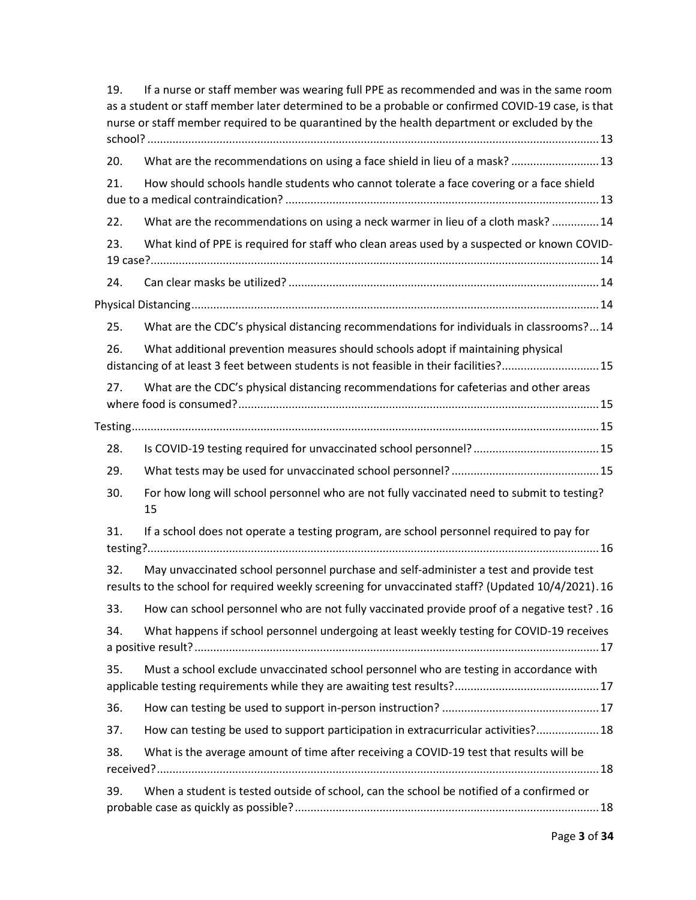19. If a nurse or staff member was wearing full PPE as recommended and was in the same room as a student or staff member later determined to be a probable or confirmed COVID-19 case, is that nurse or staff member required to be quarantined by the health department or excluded by the school? ..... 13

20. What are the recommendations on using a face shield in lieu of a mask? ..... 13

21. How should schools handle students who cannot tolerate a face covering or a face shield due to a medical contraindication? ..... 13

22. What are the recommendations on using a neck warmer in lieu of a cloth mask? ..... 14

23. What kind of PPE is required for staff who clean areas used by a suspected or known COVID-19 case? ..... 14

24. Can clear masks be utilized? ..... 14

Physical Distancing ..... 14

25. What are the CDC's physical distancing recommendations for individuals in classrooms? ... 14

26. What additional prevention measures should schools adopt if maintaining physical distancing of at least 3 feet between students is not feasible in their facilities? ..... 15

27. What are the CDC's physical distancing recommendations for cafeterias and other areas where food is consumed? ..... 15

Testing ..... 15

28. Is COVID-19 testing required for unvaccinated school personnel? ..... 15

29. What tests may be used for unvaccinated school personnel? ..... 15

30. For how long will school personnel who are not fully vaccinated need to submit to testing? 15

31. If a school does not operate a testing program, are school personnel required to pay for testing? ..... 16

32. May unvaccinated school personnel purchase and self-administer a test and provide test results to the school for required weekly screening for unvaccinated staff? (Updated 10/4/2021) . 16

33. How can school personnel who are not fully vaccinated provide proof of a negative test? . 16

34. What happens if school personnel undergoing at least weekly testing for COVID-19 receives a positive result? ..... 17

35. Must a school exclude unvaccinated school personnel who are testing in accordance with applicable testing requirements while they are awaiting test results? ..... 17

36. How can testing be used to support in-person instruction? ..... 17

37. How can testing be used to support participation in extracurricular activities? ..... 18

38. What is the average amount of time after receiving a COVID-19 test that results will be received? ..... 18

39. When a student is tested outside of school, can the school be notified of a confirmed or probable case as quickly as possible? ..... 18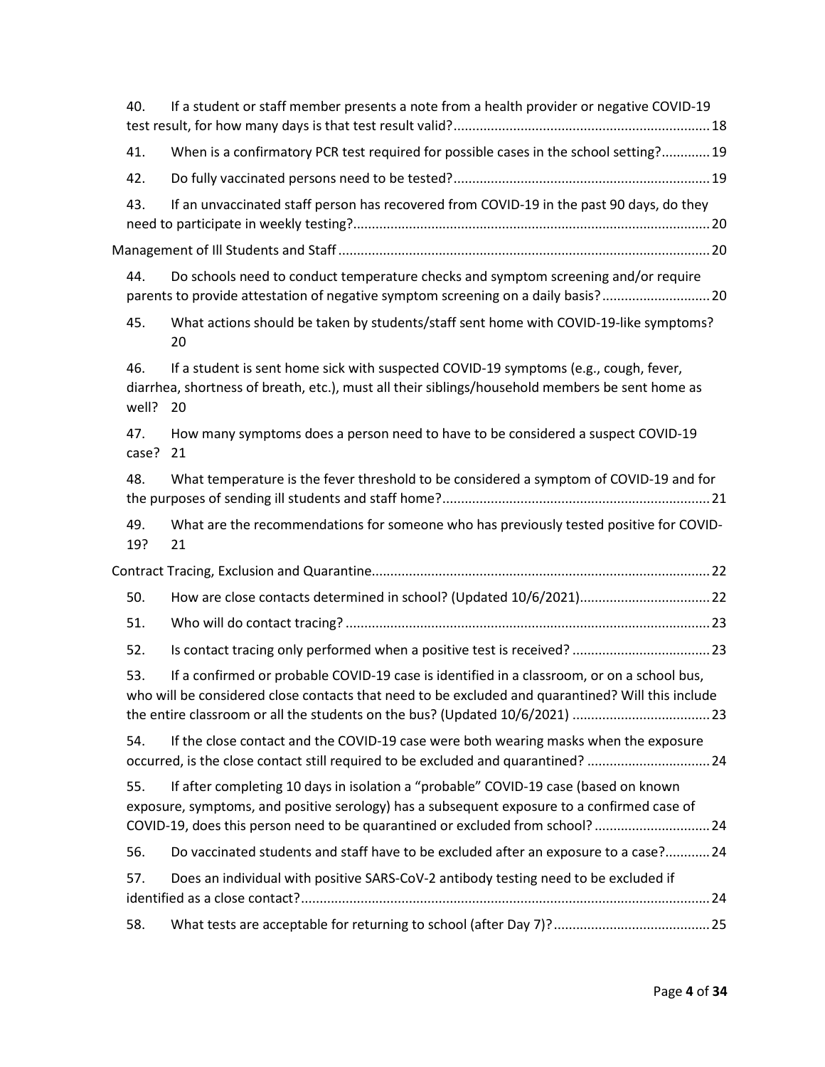40. If a student or staff member presents a note from a health provider or negative COVID-19 test result, for how many days is that test result valid? 18

41. When is a confirmatory PCR test required for possible cases in the school setting? 19

42. Do fully vaccinated persons need to be tested? 19

43. If an unvaccinated staff person has recovered from COVID-19 in the past 90 days, do they need to participate in weekly testing? 20

Management of Ill Students and Staff 20

44. Do schools need to conduct temperature checks and symptom screening and/or require parents to provide attestation of negative symptom screening on a daily basis? 20

45. What actions should be taken by students/staff sent home with COVID-19-like symptoms? 20

46. If a student is sent home sick with suspected COVID-19 symptoms (e.g., cough, fever, diarrhea, shortness of breath, etc.), must all their siblings/household members be sent home as well? 20

47. How many symptoms does a person need to have to be considered a suspect COVID-19 case? 21

48. What temperature is the fever threshold to be considered a symptom of COVID-19 and for the purposes of sending ill students and staff home? 21

49. What are the recommendations for someone who has previously tested positive for COVID-19? 21

Contract Tracing, Exclusion and Quarantine 22

50. How are close contacts determined in school? (Updated 10/6/2021) 22

51. Who will do contact tracing? 23

52. Is contact tracing only performed when a positive test is received? 23

53. If a confirmed or probable COVID-19 case is identified in a classroom, or on a school bus, who will be considered close contacts that need to be excluded and quarantined? Will this include the entire classroom or all the students on the bus? (Updated 10/6/2021) 23

54. If the close contact and the COVID-19 case were both wearing masks when the exposure occurred, is the close contact still required to be excluded and quarantined? 24

55. If after completing 10 days in isolation a "probable" COVID-19 case (based on known exposure, symptoms, and positive serology) has a subsequent exposure to a confirmed case of COVID-19, does this person need to be quarantined or excluded from school? 24

56. Do vaccinated students and staff have to be excluded after an exposure to a case? 24

57. Does an individual with positive SARS-CoV-2 antibody testing need to be excluded if identified as a close contact? 24

58. What tests are acceptable for returning to school (after Day 7)? 25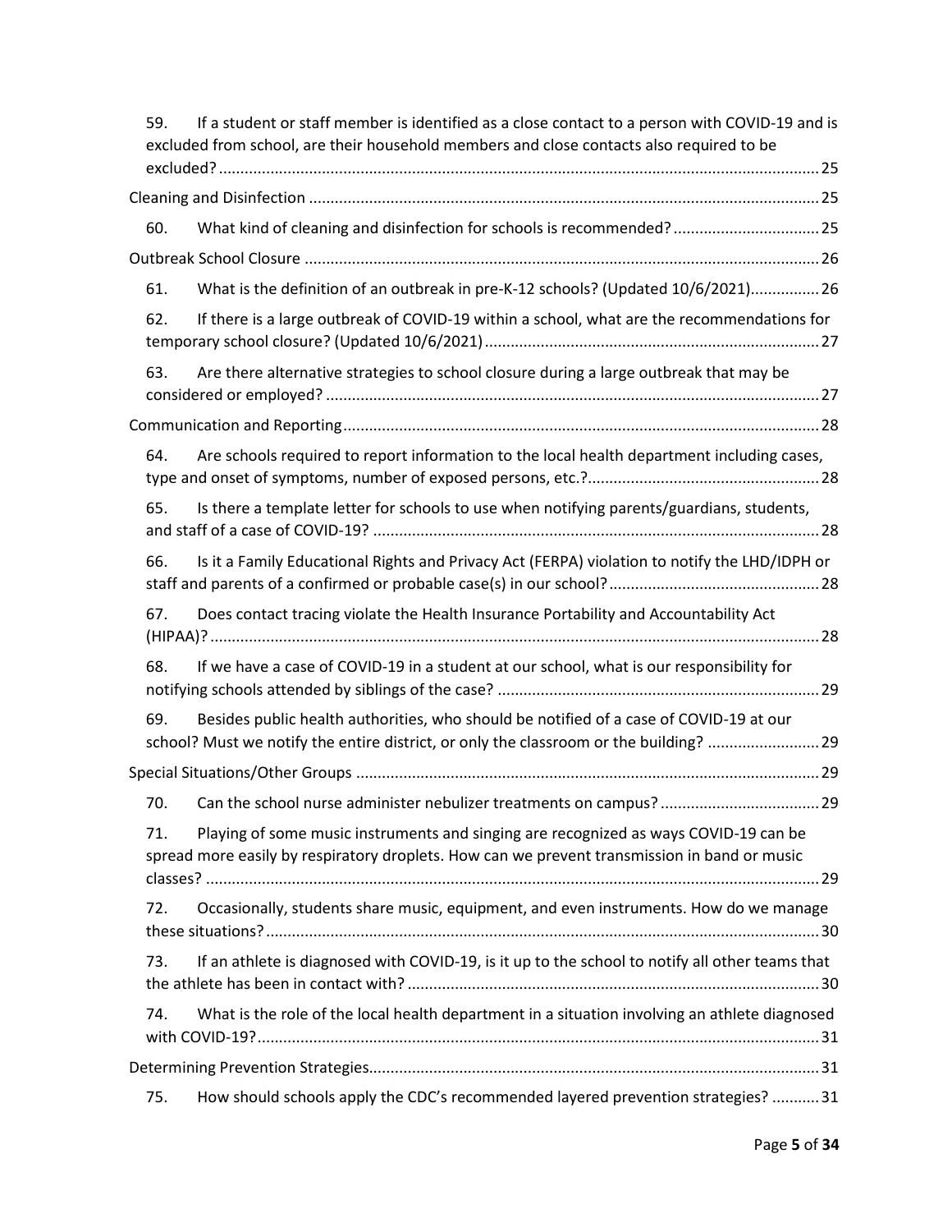59. If a student or staff member is identified as a close contact to a person with COVID-19 and is excluded from school, are their household members and close contacts also required to be excluded? .......... 25

Cleaning and Disinfection .......... 25

60. What kind of cleaning and disinfection for schools is recommended? .......... 25

Outbreak School Closure .......... 26

61. What is the definition of an outbreak in pre-K-12 schools? (Updated 10/6/2021) .......... 26

62. If there is a large outbreak of COVID-19 within a school, what are the recommendations for temporary school closure? (Updated 10/6/2021) .......... 27

63. Are there alternative strategies to school closure during a large outbreak that may be considered or employed? .......... 27

Communication and Reporting .......... 28

64. Are schools required to report information to the local health department including cases, type and onset of symptoms, number of exposed persons, etc.? .......... 28

65. Is there a template letter for schools to use when notifying parents/guardians, students, and staff of a case of COVID-19? .......... 28

66. Is it a Family Educational Rights and Privacy Act (FERPA) violation to notify the LHD/IDPH or staff and parents of a confirmed or probable case(s) in our school? .......... 28

67. Does contact tracing violate the Health Insurance Portability and Accountability Act (HIPAA)? .......... 28

68. If we have a case of COVID-19 in a student at our school, what is our responsibility for notifying schools attended by siblings of the case? .......... 29

69. Besides public health authorities, who should be notified of a case of COVID-19 at our school? Must we notify the entire district, or only the classroom or the building? .......... 29

Special Situations/Other Groups .......... 29

70. Can the school nurse administer nebulizer treatments on campus? .......... 29

71. Playing of some music instruments and singing are recognized as ways COVID-19 can be spread more easily by respiratory droplets. How can we prevent transmission in band or music classes? .......... 29

72. Occasionally, students share music, equipment, and even instruments. How do we manage these situations? .......... 30

73. If an athlete is diagnosed with COVID-19, is it up to the school to notify all other teams that the athlete has been in contact with? .......... 30

74. What is the role of the local health department in a situation involving an athlete diagnosed with COVID-19? .......... 31

Determining Prevention Strategies .......... 31

75. How should schools apply the CDC's recommended layered prevention strategies? .......... 31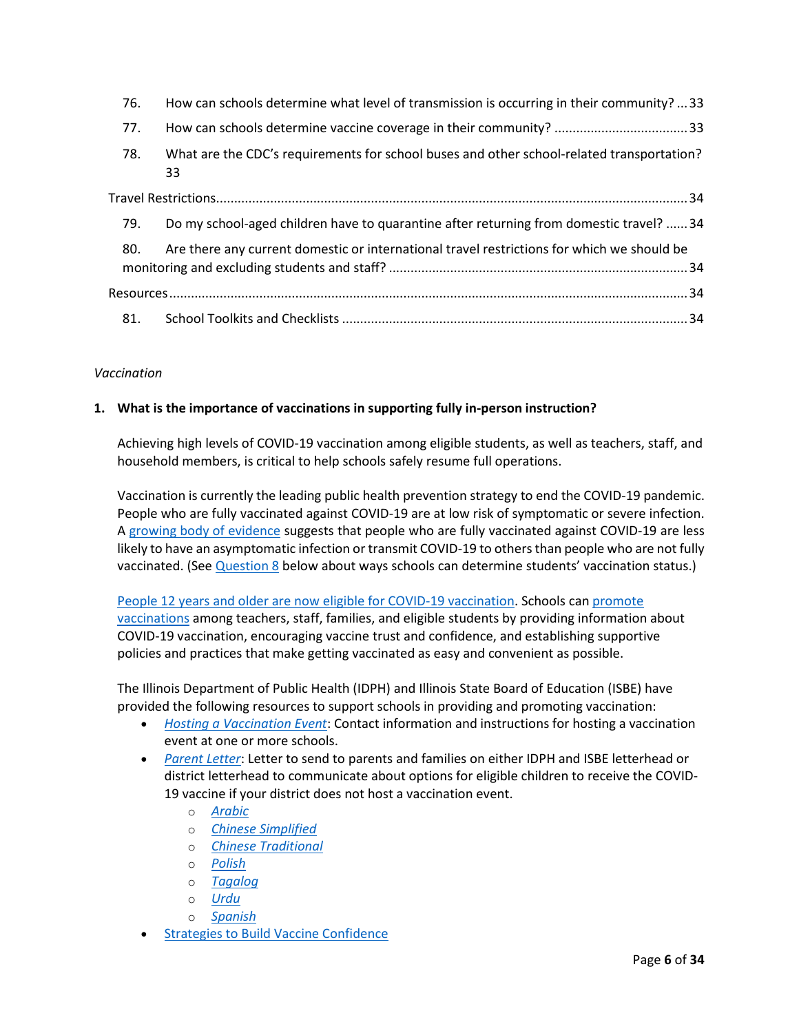76. How can schools determine what level of transmission is occurring in their community? ... 33

77. How can schools determine vaccine coverage in their community? ..................................... 33

78. What are the CDC's requirements for school buses and other school-related transportation? 33

Travel Restrictions................................................................................................................. 34

79. Do my school-aged children have to quarantine after returning from domestic travel? ...... 34

80. Are there any current domestic or international travel restrictions for which we should be monitoring and excluding students and staff? ................................................................................. 34

Resources............................................................................................................................. 34

81. School Toolkits and Checklists .............................................................................................. 34

*Vaccination*

**1. What is the importance of vaccinations in supporting fully in-person instruction?**

Achieving high levels of COVID-19 vaccination among eligible students, as well as teachers, staff, and household members, is critical to help schools safely resume full operations.

Vaccination is currently the leading public health prevention strategy to end the COVID-19 pandemic. People who are fully vaccinated against COVID-19 are at low risk of symptomatic or severe infection. A growing body of evidence suggests that people who are fully vaccinated against COVID-19 are less likely to have an asymptomatic infection or transmit COVID-19 to others than people who are not fully vaccinated. (See Question 8 below about ways schools can determine students' vaccination status.)

People 12 years and older are now eligible for COVID-19 vaccination. Schools can promote vaccinations among teachers, staff, families, and eligible students by providing information about COVID-19 vaccination, encouraging vaccine trust and confidence, and establishing supportive policies and practices that make getting vaccinated as easy and convenient as possible.

The Illinois Department of Public Health (IDPH) and Illinois State Board of Education (ISBE) have provided the following resources to support schools in providing and promoting vaccination:

- *Hosting a Vaccination Event*: Contact information and instructions for hosting a vaccination event at one or more schools.
- *Parent Letter*: Letter to send to parents and families on either IDPH and ISBE letterhead or district letterhead to communicate about options for eligible children to receive the COVID-19 vaccine if your district does not host a vaccination event.
  - *Arabic*
  - *Chinese Simplified*
  - *Chinese Traditional*
  - *Polish*
  - *Tagalog*
  - *Urdu*
  - *Spanish*
- Strategies to Build Vaccine Confidence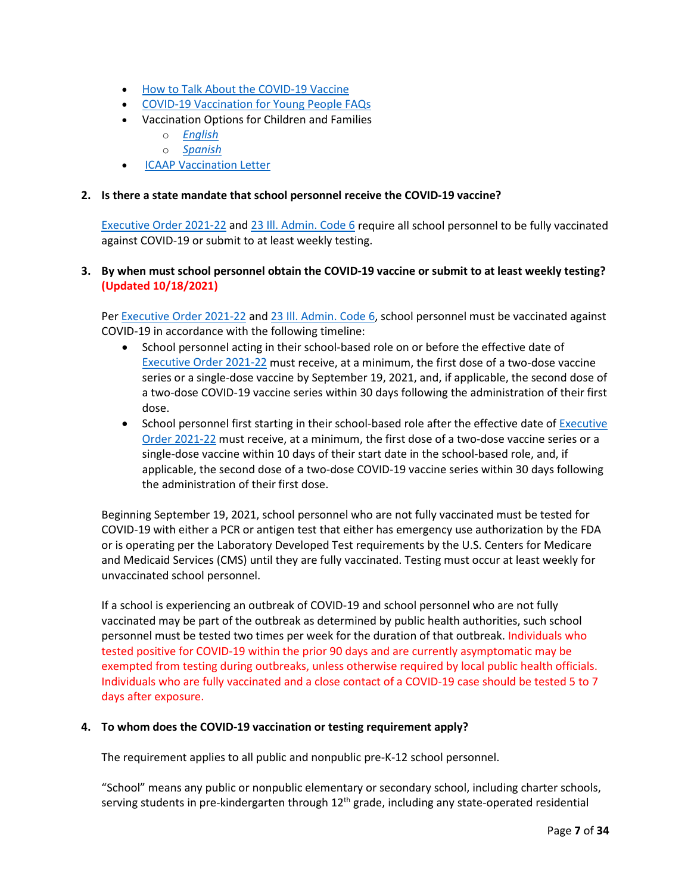- How to Talk About the COVID-19 Vaccine
- COVID-19 Vaccination for Young People FAQs
- Vaccination Options for Children and Families
    - *English*
    - *Spanish*
- ICAAP Vaccination Letter

**2. Is there a state mandate that school personnel receive the COVID-19 vaccine?**

Executive Order 2021-22 and 23 Ill. Admin. Code 6 require all school personnel to be fully vaccinated against COVID-19 or submit to at least weekly testing.

**3. By when must school personnel obtain the COVID-19 vaccine or submit to at least weekly testing? (Updated 10/18/2021)**

Per Executive Order 2021-22 and 23 Ill. Admin. Code 6, school personnel must be vaccinated against COVID-19 in accordance with the following timeline:

- School personnel acting in their school-based role on or before the effective date of Executive Order 2021-22 must receive, at a minimum, the first dose of a two-dose vaccine series or a single-dose vaccine by September 19, 2021, and, if applicable, the second dose of a two-dose COVID-19 vaccine series within 30 days following the administration of their first dose.
- School personnel first starting in their school-based role after the effective date of Executive Order 2021-22 must receive, at a minimum, the first dose of a two-dose vaccine series or a single-dose vaccine within 10 days of their start date in the school-based role, and, if applicable, the second dose of a two-dose COVID-19 vaccine series within 30 days following the administration of their first dose.

Beginning September 19, 2021, school personnel who are not fully vaccinated must be tested for COVID-19 with either a PCR or antigen test that either has emergency use authorization by the FDA or is operating per the Laboratory Developed Test requirements by the U.S. Centers for Medicare and Medicaid Services (CMS) until they are fully vaccinated. Testing must occur at least weekly for unvaccinated school personnel.

If a school is experiencing an outbreak of COVID-19 and school personnel who are not fully vaccinated may be part of the outbreak as determined by public health authorities, such school personnel must be tested two times per week for the duration of that outbreak. Individuals who tested positive for COVID-19 within the prior 90 days and are currently asymptomatic may be exempted from testing during outbreaks, unless otherwise required by local public health officials. Individuals who are fully vaccinated and a close contact of a COVID-19 case should be tested 5 to 7 days after exposure.

**4. To whom does the COVID-19 vaccination or testing requirement apply?**

The requirement applies to all public and nonpublic pre-K-12 school personnel.

"School" means any public or nonpublic elementary or secondary school, including charter schools, serving students in pre-kindergarten through 12th grade, including any state-operated residential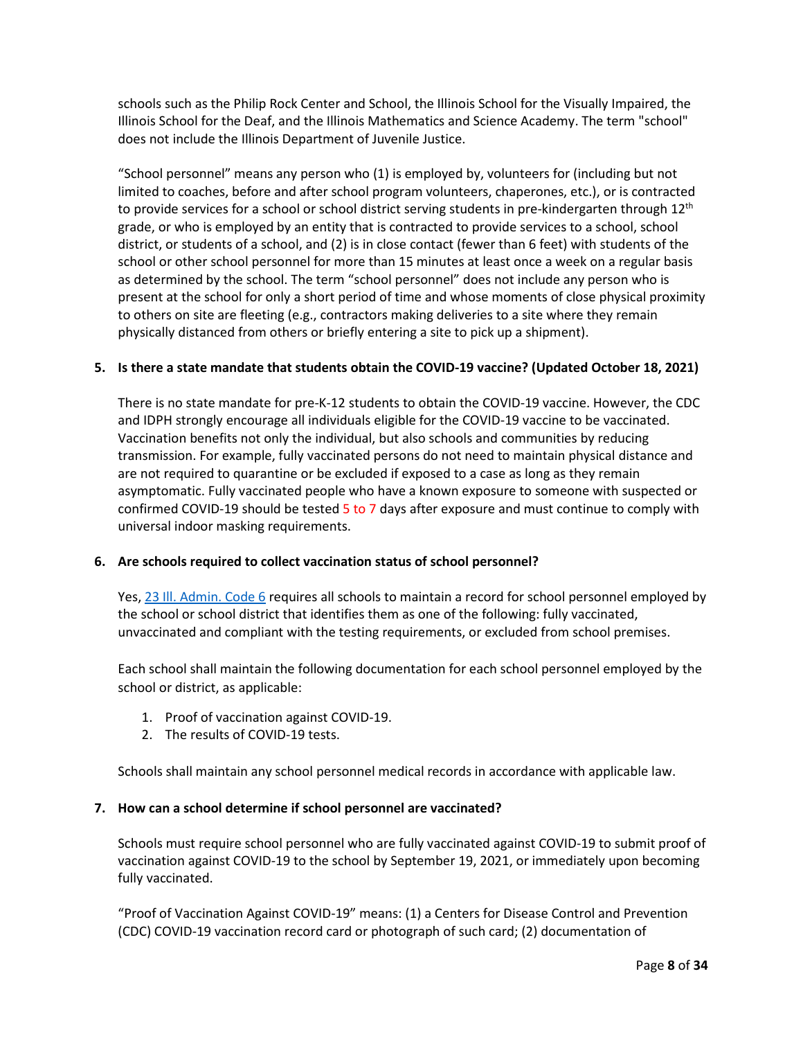schools such as the Philip Rock Center and School, the Illinois School for the Visually Impaired, the Illinois School for the Deaf, and the Illinois Mathematics and Science Academy. The term "school" does not include the Illinois Department of Juvenile Justice.

"School personnel" means any person who (1) is employed by, volunteers for (including but not limited to coaches, before and after school program volunteers, chaperones, etc.), or is contracted to provide services for a school or school district serving students in pre-kindergarten through 12th grade, or who is employed by an entity that is contracted to provide services to a school, school district, or students of a school, and (2) is in close contact (fewer than 6 feet) with students of the school or other school personnel for more than 15 minutes at least once a week on a regular basis as determined by the school. The term "school personnel" does not include any person who is present at the school for only a short period of time and whose moments of close physical proximity to others on site are fleeting (e.g., contractors making deliveries to a site where they remain physically distanced from others or briefly entering a site to pick up a shipment).

**5. Is there a state mandate that students obtain the COVID-19 vaccine? (Updated October 18, 2021)**

There is no state mandate for pre-K-12 students to obtain the COVID-19 vaccine. However, the CDC and IDPH strongly encourage all individuals eligible for the COVID-19 vaccine to be vaccinated. Vaccination benefits not only the individual, but also schools and communities by reducing transmission. For example, fully vaccinated persons do not need to maintain physical distance and are not required to quarantine or be excluded if exposed to a case as long as they remain asymptomatic. Fully vaccinated people who have a known exposure to someone with suspected or confirmed COVID-19 should be tested 5 to 7 days after exposure and must continue to comply with universal indoor masking requirements.

**6. Are schools required to collect vaccination status of school personnel?**

Yes, [23 Ill. Admin. Code 6] requires all schools to maintain a record for school personnel employed by the school or school district that identifies them as one of the following: fully vaccinated, unvaccinated and compliant with the testing requirements, or excluded from school premises.

Each school shall maintain the following documentation for each school personnel employed by the school or district, as applicable:

1. Proof of vaccination against COVID-19.
2. The results of COVID-19 tests.

Schools shall maintain any school personnel medical records in accordance with applicable law.

**7. How can a school determine if school personnel are vaccinated?**

Schools must require school personnel who are fully vaccinated against COVID-19 to submit proof of vaccination against COVID-19 to the school by September 19, 2021, or immediately upon becoming fully vaccinated.

"Proof of Vaccination Against COVID-19" means: (1) a Centers for Disease Control and Prevention (CDC) COVID-19 vaccination record card or photograph of such card; (2) documentation of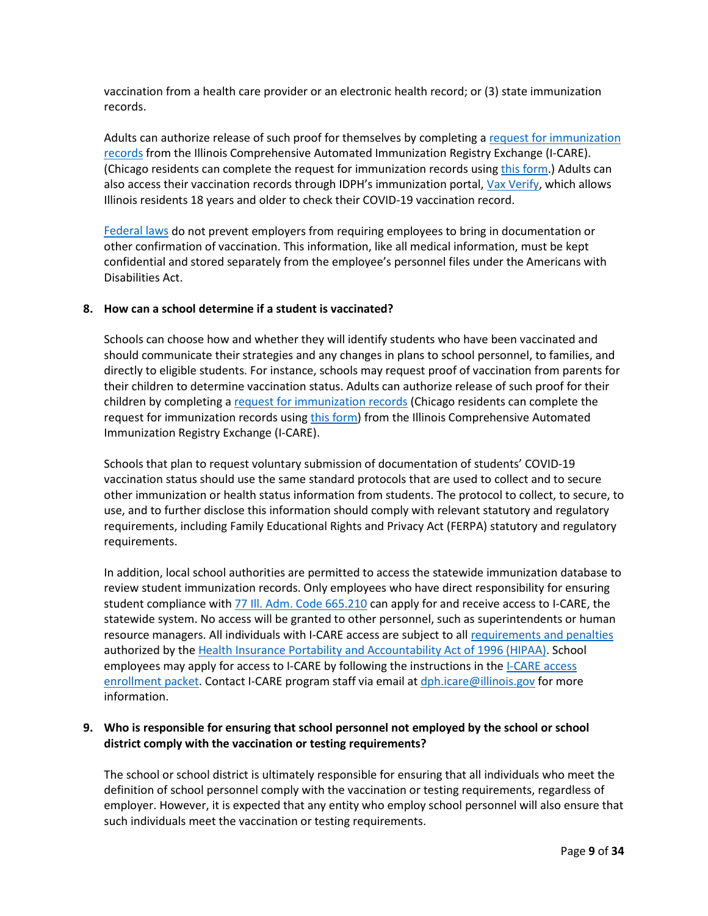vaccination from a health care provider or an electronic health record; or (3) state immunization records.

Adults can authorize release of such proof for themselves by completing a request for immunization records from the Illinois Comprehensive Automated Immunization Registry Exchange (I-CARE). (Chicago residents can complete the request for immunization records using this form.) Adults can also access their vaccination records through IDPH's immunization portal, Vax Verify, which allows Illinois residents 18 years and older to check their COVID-19 vaccination record.

Federal laws do not prevent employers from requiring employees to bring in documentation or other confirmation of vaccination. This information, like all medical information, must be kept confidential and stored separately from the employee's personnel files under the Americans with Disabilities Act.

**8. How can a school determine if a student is vaccinated?**

Schools can choose how and whether they will identify students who have been vaccinated and should communicate their strategies and any changes in plans to school personnel, to families, and directly to eligible students. For instance, schools may request proof of vaccination from parents for their children to determine vaccination status. Adults can authorize release of such proof for their children by completing a request for immunization records (Chicago residents can complete the request for immunization records using this form) from the Illinois Comprehensive Automated Immunization Registry Exchange (I-CARE).

Schools that plan to request voluntary submission of documentation of students' COVID-19 vaccination status should use the same standard protocols that are used to collect and to secure other immunization or health status information from students. The protocol to collect, to secure, to use, and to further disclose this information should comply with relevant statutory and regulatory requirements, including Family Educational Rights and Privacy Act (FERPA) statutory and regulatory requirements.

In addition, local school authorities are permitted to access the statewide immunization database to review student immunization records. Only employees who have direct responsibility for ensuring student compliance with 77 Ill. Adm. Code 665.210 can apply for and receive access to I-CARE, the statewide system. No access will be granted to other personnel, such as superintendents or human resource managers. All individuals with I-CARE access are subject to all requirements and penalties authorized by the Health Insurance Portability and Accountability Act of 1996 (HIPAA). School employees may apply for access to I-CARE by following the instructions in the I-CARE access enrollment packet. Contact I-CARE program staff via email at dph.icare@illinois.gov for more information.

**9. Who is responsible for ensuring that school personnel not employed by the school or school district comply with the vaccination or testing requirements?**

The school or school district is ultimately responsible for ensuring that all individuals who meet the definition of school personnel comply with the vaccination or testing requirements, regardless of employer. However, it is expected that any entity who employ school personnel will also ensure that such individuals meet the vaccination or testing requirements.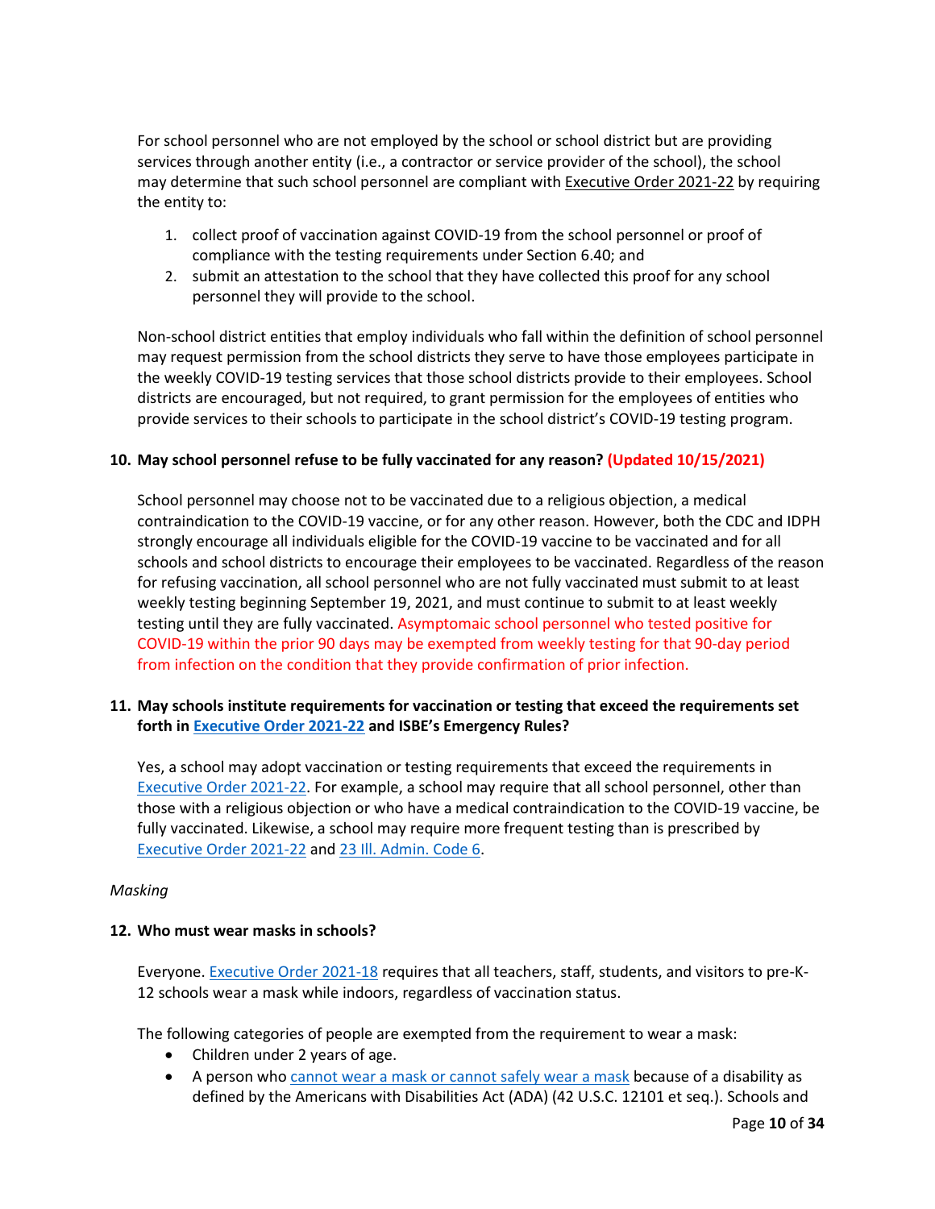For school personnel who are not employed by the school or school district but are providing services through another entity (i.e., a contractor or service provider of the school), the school may determine that such school personnel are compliant with Executive Order 2021-22 by requiring the entity to:

1. collect proof of vaccination against COVID-19 from the school personnel or proof of compliance with the testing requirements under Section 6.40; and
2. submit an attestation to the school that they have collected this proof for any school personnel they will provide to the school.

Non-school district entities that employ individuals who fall within the definition of school personnel may request permission from the school districts they serve to have those employees participate in the weekly COVID-19 testing services that those school districts provide to their employees. School districts are encouraged, but not required, to grant permission for the employees of entities who provide services to their schools to participate in the school district's COVID-19 testing program.

**10. May school personnel refuse to be fully vaccinated for any reason? (Updated 10/15/2021)**

School personnel may choose not to be vaccinated due to a religious objection, a medical contraindication to the COVID-19 vaccine, or for any other reason. However, both the CDC and IDPH strongly encourage all individuals eligible for the COVID-19 vaccine to be vaccinated and for all schools and school districts to encourage their employees to be vaccinated. Regardless of the reason for refusing vaccination, all school personnel who are not fully vaccinated must submit to at least weekly testing beginning September 19, 2021, and must continue to submit to at least weekly testing until they are fully vaccinated. Asymptomaic school personnel who tested positive for COVID-19 within the prior 90 days may be exempted from weekly testing for that 90-day period from infection on the condition that they provide confirmation of prior infection.

**11. May schools institute requirements for vaccination or testing that exceed the requirements set forth in Executive Order 2021-22 and ISBE's Emergency Rules?**

Yes, a school may adopt vaccination or testing requirements that exceed the requirements in Executive Order 2021-22. For example, a school may require that all school personnel, other than those with a religious objection or who have a medical contraindication to the COVID-19 vaccine, be fully vaccinated. Likewise, a school may require more frequent testing than is prescribed by Executive Order 2021-22 and 23 Ill. Admin. Code 6.

*Masking*

**12. Who must wear masks in schools?**

Everyone. Executive Order 2021-18 requires that all teachers, staff, students, and visitors to pre-K-12 schools wear a mask while indoors, regardless of vaccination status.

The following categories of people are exempted from the requirement to wear a mask:

- Children under 2 years of age.
- A person who cannot wear a mask or cannot safely wear a mask because of a disability as defined by the Americans with Disabilities Act (ADA) (42 U.S.C. 12101 et seq.). Schools and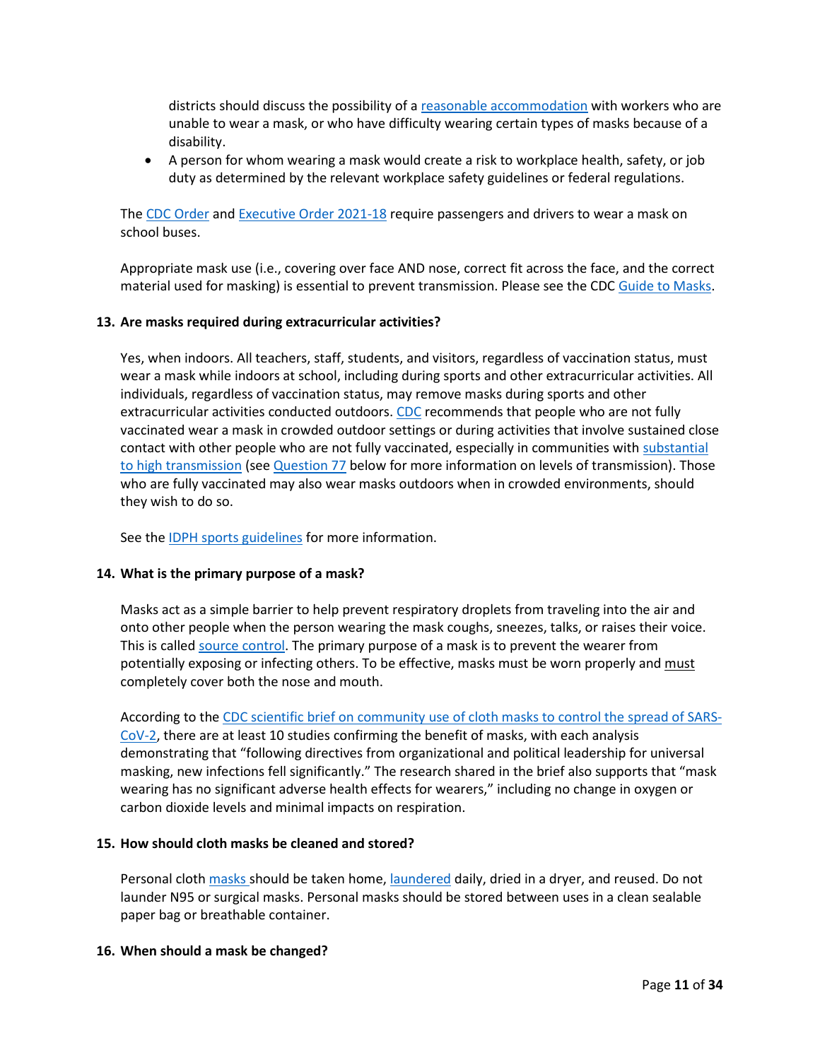districts should discuss the possibility of a reasonable accommodation with workers who are unable to wear a mask, or who have difficulty wearing certain types of masks because of a disability.

- A person for whom wearing a mask would create a risk to workplace health, safety, or job duty as determined by the relevant workplace safety guidelines or federal regulations.

The CDC Order and Executive Order 2021-18 require passengers and drivers to wear a mask on school buses.

Appropriate mask use (i.e., covering over face AND nose, correct fit across the face, and the correct material used for masking) is essential to prevent transmission. Please see the CDC Guide to Masks.

**13. Are masks required during extracurricular activities?**

Yes, when indoors. All teachers, staff, students, and visitors, regardless of vaccination status, must wear a mask while indoors at school, including during sports and other extracurricular activities. All individuals, regardless of vaccination status, may remove masks during sports and other extracurricular activities conducted outdoors. CDC recommends that people who are not fully vaccinated wear a mask in crowded outdoor settings or during activities that involve sustained close contact with other people who are not fully vaccinated, especially in communities with substantial to high transmission (see Question 77 below for more information on levels of transmission). Those who are fully vaccinated may also wear masks outdoors when in crowded environments, should they wish to do so.

See the IDPH sports guidelines for more information.

**14. What is the primary purpose of a mask?**

Masks act as a simple barrier to help prevent respiratory droplets from traveling into the air and onto other people when the person wearing the mask coughs, sneezes, talks, or raises their voice. This is called source control. The primary purpose of a mask is to prevent the wearer from potentially exposing or infecting others. To be effective, masks must be worn properly and must completely cover both the nose and mouth.

According to the CDC scientific brief on community use of cloth masks to control the spread of SARS-CoV-2, there are at least 10 studies confirming the benefit of masks, with each analysis demonstrating that "following directives from organizational and political leadership for universal masking, new infections fell significantly." The research shared in the brief also supports that "mask wearing has no significant adverse health effects for wearers," including no change in oxygen or carbon dioxide levels and minimal impacts on respiration.

**15. How should cloth masks be cleaned and stored?**

Personal cloth masks should be taken home, laundered daily, dried in a dryer, and reused. Do not launder N95 or surgical masks. Personal masks should be stored between uses in a clean sealable paper bag or breathable container.

**16. When should a mask be changed?**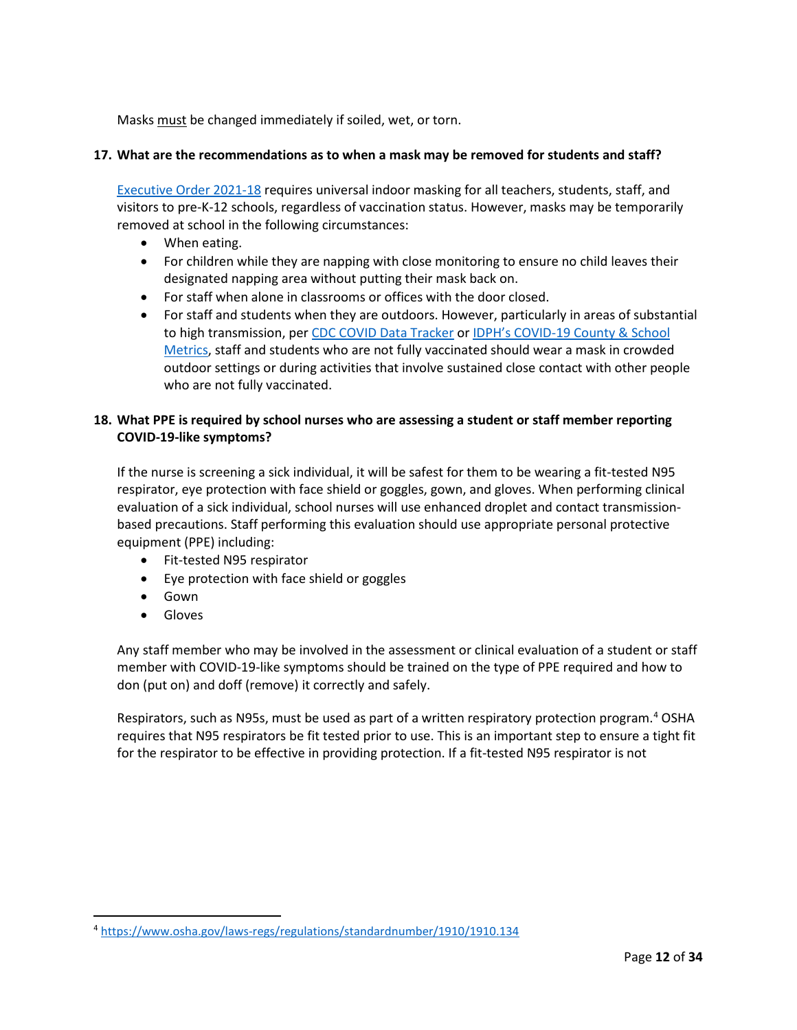Masks must be changed immediately if soiled, wet, or torn.

**17. What are the recommendations as to when a mask may be removed for students and staff?**

Executive Order 2021-18 requires universal indoor masking for all teachers, students, staff, and visitors to pre-K-12 schools, regardless of vaccination status. However, masks may be temporarily removed at school in the following circumstances:

- When eating.
- For children while they are napping with close monitoring to ensure no child leaves their designated napping area without putting their mask back on.
- For staff when alone in classrooms or offices with the door closed.
- For staff and students when they are outdoors. However, particularly in areas of substantial to high transmission, per CDC COVID Data Tracker or IDPH's COVID-19 County & School Metrics, staff and students who are not fully vaccinated should wear a mask in crowded outdoor settings or during activities that involve sustained close contact with other people who are not fully vaccinated.

**18. What PPE is required by school nurses who are assessing a student or staff member reporting COVID-19-like symptoms?**

If the nurse is screening a sick individual, it will be safest for them to be wearing a fit-tested N95 respirator, eye protection with face shield or goggles, gown, and gloves. When performing clinical evaluation of a sick individual, school nurses will use enhanced droplet and contact transmission-based precautions. Staff performing this evaluation should use appropriate personal protective equipment (PPE) including:

- Fit-tested N95 respirator
- Eye protection with face shield or goggles
- Gown
- Gloves

Any staff member who may be involved in the assessment or clinical evaluation of a student or staff member with COVID-19-like symptoms should be trained on the type of PPE required and how to don (put on) and doff (remove) it correctly and safely.

Respirators, such as N95s, must be used as part of a written respiratory protection program.[4] OSHA requires that N95 respirators be fit tested prior to use. This is an important step to ensure a tight fit for the respirator to be effective in providing protection. If a fit-tested N95 respirator is not

[4] https://www.osha.gov/laws-regs/regulations/standardnumber/1910/1910.134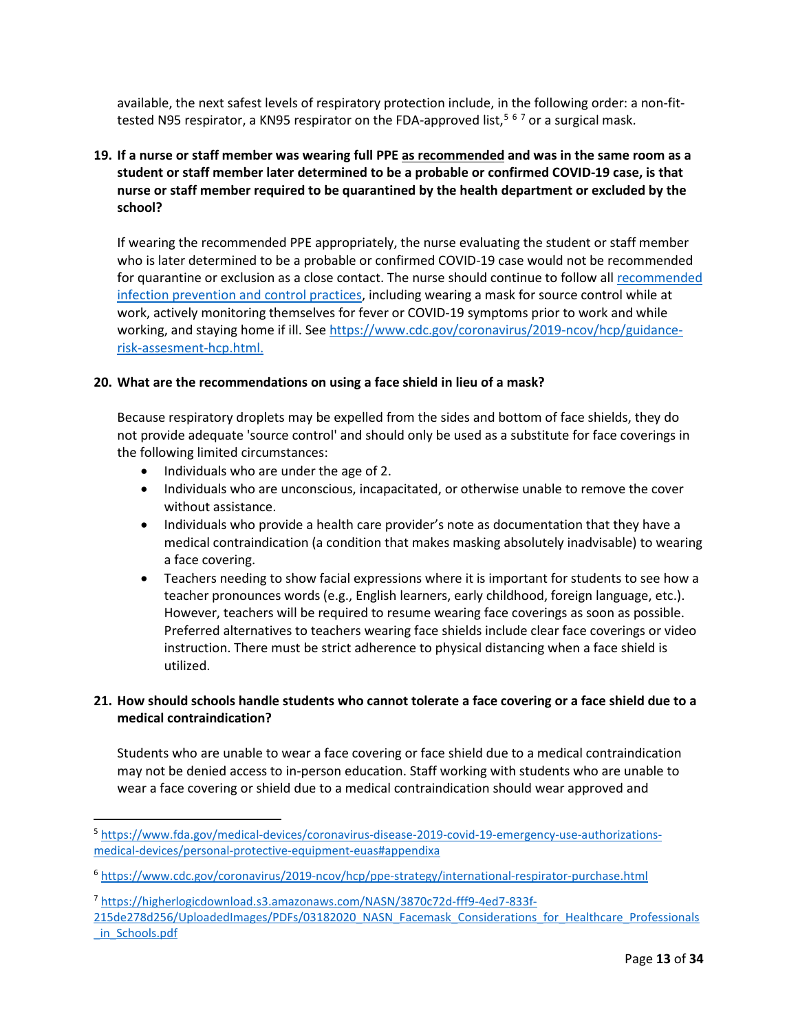available, the next safest levels of respiratory protection include, in the following order: a non-fit-tested N95 respirator, a KN95 respirator on the FDA-approved list,[5] [6] [7] or a surgical mask.

**19. If a nurse or staff member was wearing full PPE as recommended and was in the same room as a student or staff member later determined to be a probable or confirmed COVID-19 case, is that nurse or staff member required to be quarantined by the health department or excluded by the school?**

If wearing the recommended PPE appropriately, the nurse evaluating the student or staff member who is later determined to be a probable or confirmed COVID-19 case would not be recommended for quarantine or exclusion as a close contact. The nurse should continue to follow all recommended infection prevention and control practices, including wearing a mask for source control while at work, actively monitoring themselves for fever or COVID-19 symptoms prior to work and while working, and staying home if ill. See https://www.cdc.gov/coronavirus/2019-ncov/hcp/guidance-risk-assesment-hcp.html.

**20. What are the recommendations on using a face shield in lieu of a mask?**

Because respiratory droplets may be expelled from the sides and bottom of face shields, they do not provide adequate 'source control' and should only be used as a substitute for face coverings in the following limited circumstances:

- Individuals who are under the age of 2.
- Individuals who are unconscious, incapacitated, or otherwise unable to remove the cover without assistance.
- Individuals who provide a health care provider's note as documentation that they have a medical contraindication (a condition that makes masking absolutely inadvisable) to wearing a face covering.
- Teachers needing to show facial expressions where it is important for students to see how a teacher pronounces words (e.g., English learners, early childhood, foreign language, etc.). However, teachers will be required to resume wearing face coverings as soon as possible. Preferred alternatives to teachers wearing face shields include clear face coverings or video instruction. There must be strict adherence to physical distancing when a face shield is utilized.

**21. How should schools handle students who cannot tolerate a face covering or a face shield due to a medical contraindication?**

Students who are unable to wear a face covering or face shield due to a medical contraindication may not be denied access to in-person education. Staff working with students who are unable to wear a face covering or shield due to a medical contraindication should wear approved and

---

[5] https://www.fda.gov/medical-devices/coronavirus-disease-2019-covid-19-emergency-use-authorizations-medical-devices/personal-protective-equipment-euas#appendixa

[6] https://www.cdc.gov/coronavirus/2019-ncov/hcp/ppe-strategy/international-respirator-purchase.html

[7] https://higherlogicdownload.s3.amazonaws.com/NASN/3870c72d-fff9-4ed7-833f-215de278d256/UploadedImages/PDFs/03182020_NASN_Facemask_Considerations_for_Healthcare_Professionals_in_Schools.pdf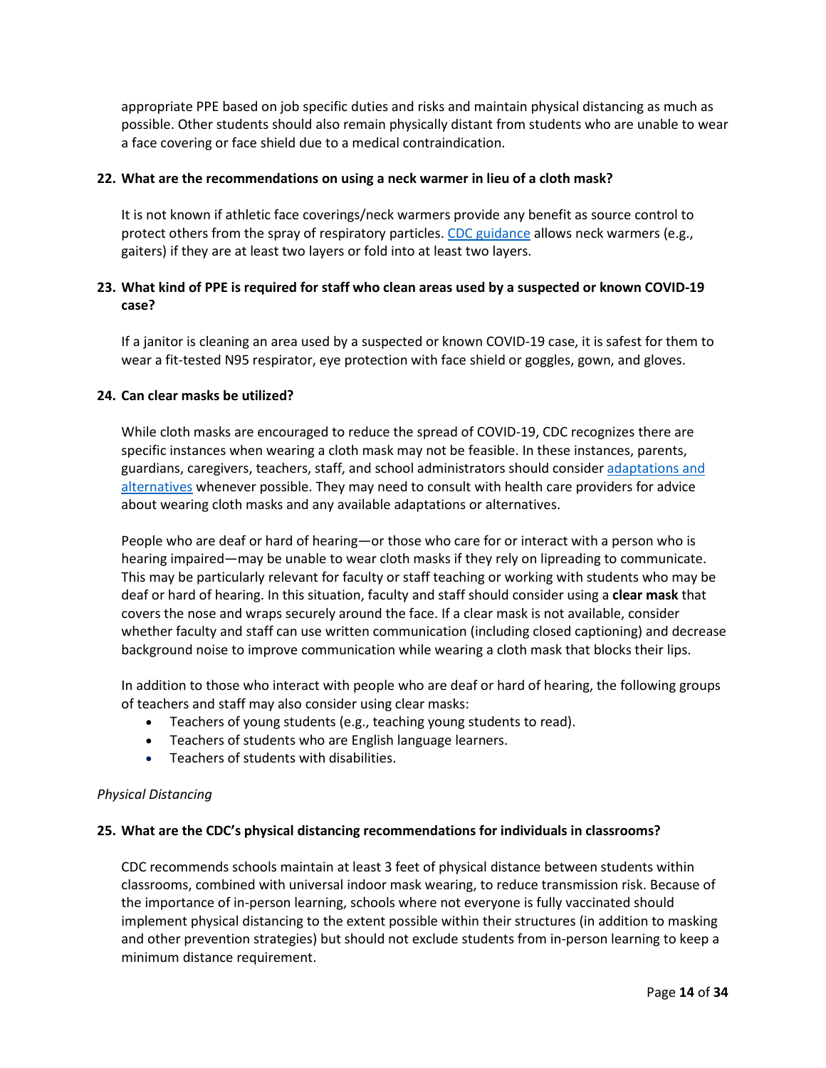appropriate PPE based on job specific duties and risks and maintain physical distancing as much as possible. Other students should also remain physically distant from students who are unable to wear a face covering or face shield due to a medical contraindication.

**22. What are the recommendations on using a neck warmer in lieu of a cloth mask?**

It is not known if athletic face coverings/neck warmers provide any benefit as source control to protect others from the spray of respiratory particles. CDC guidance allows neck warmers (e.g., gaiters) if they are at least two layers or fold into at least two layers.

**23. What kind of PPE is required for staff who clean areas used by a suspected or known COVID-19 case?**

If a janitor is cleaning an area used by a suspected or known COVID-19 case, it is safest for them to wear a fit-tested N95 respirator, eye protection with face shield or goggles, gown, and gloves.

**24. Can clear masks be utilized?**

While cloth masks are encouraged to reduce the spread of COVID-19, CDC recognizes there are specific instances when wearing a cloth mask may not be feasible. In these instances, parents, guardians, caregivers, teachers, staff, and school administrators should consider adaptations and alternatives whenever possible. They may need to consult with health care providers for advice about wearing cloth masks and any available adaptations or alternatives.

People who are deaf or hard of hearing—or those who care for or interact with a person who is hearing impaired—may be unable to wear cloth masks if they rely on lipreading to communicate. This may be particularly relevant for faculty or staff teaching or working with students who may be deaf or hard of hearing. In this situation, faculty and staff should consider using a **clear mask** that covers the nose and wraps securely around the face. If a clear mask is not available, consider whether faculty and staff can use written communication (including closed captioning) and decrease background noise to improve communication while wearing a cloth mask that blocks their lips.

In addition to those who interact with people who are deaf or hard of hearing, the following groups of teachers and staff may also consider using clear masks:

- Teachers of young students (e.g., teaching young students to read).
- Teachers of students who are English language learners.
- Teachers of students with disabilities.

*Physical Distancing*

**25. What are the CDC's physical distancing recommendations for individuals in classrooms?**

CDC recommends schools maintain at least 3 feet of physical distance between students within classrooms, combined with universal indoor mask wearing, to reduce transmission risk. Because of the importance of in-person learning, schools where not everyone is fully vaccinated should implement physical distancing to the extent possible within their structures (in addition to masking and other prevention strategies) but should not exclude students from in-person learning to keep a minimum distance requirement.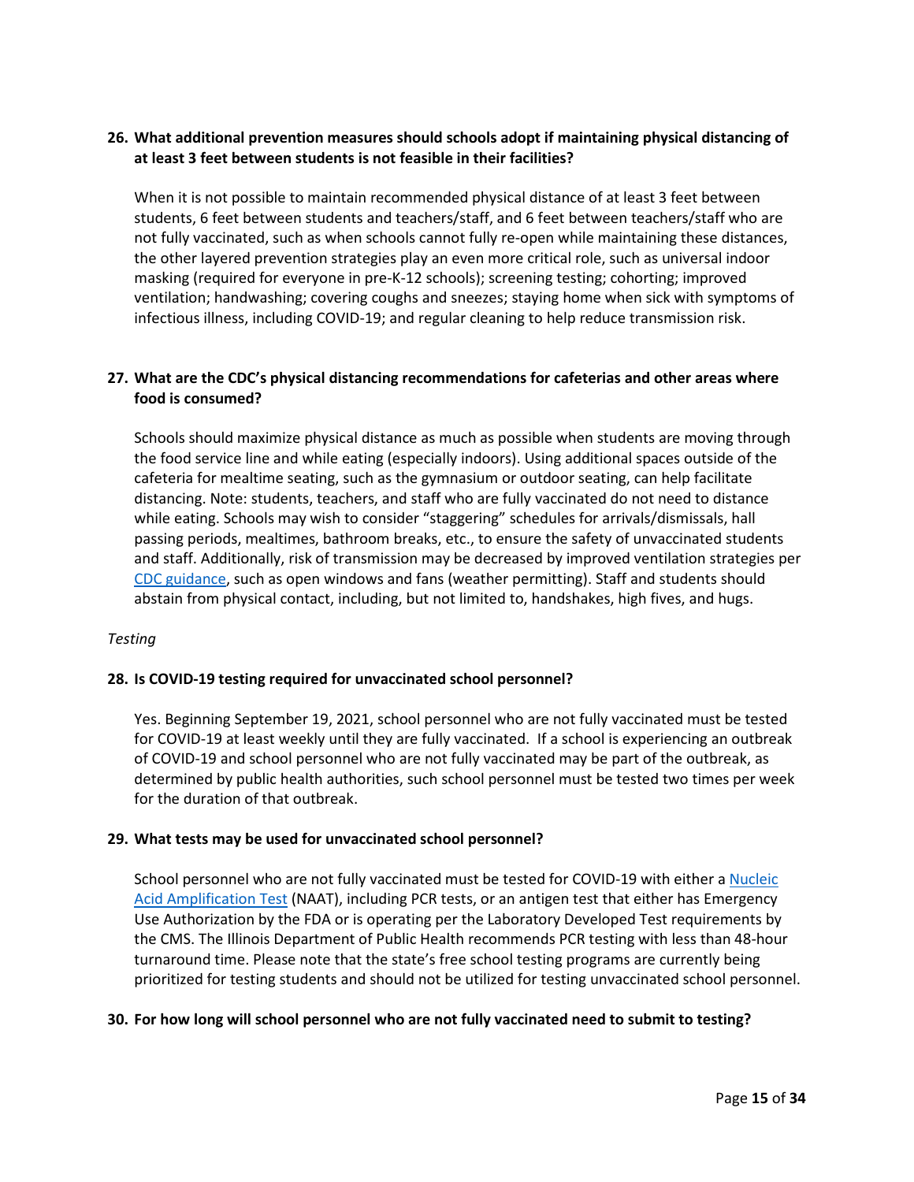**26. What additional prevention measures should schools adopt if maintaining physical distancing of at least 3 feet between students is not feasible in their facilities?**

When it is not possible to maintain recommended physical distance of at least 3 feet between students, 6 feet between students and teachers/staff, and 6 feet between teachers/staff who are not fully vaccinated, such as when schools cannot fully re-open while maintaining these distances, the other layered prevention strategies play an even more critical role, such as universal indoor masking (required for everyone in pre-K-12 schools); screening testing; cohorting; improved ventilation; handwashing; covering coughs and sneezes; staying home when sick with symptoms of infectious illness, including COVID-19; and regular cleaning to help reduce transmission risk.

**27. What are the CDC's physical distancing recommendations for cafeterias and other areas where food is consumed?**

Schools should maximize physical distance as much as possible when students are moving through the food service line and while eating (especially indoors). Using additional spaces outside of the cafeteria for mealtime seating, such as the gymnasium or outdoor seating, can help facilitate distancing. Note: students, teachers, and staff who are fully vaccinated do not need to distance while eating. Schools may wish to consider "staggering" schedules for arrivals/dismissals, hall passing periods, mealtimes, bathroom breaks, etc., to ensure the safety of unvaccinated students and staff. Additionally, risk of transmission may be decreased by improved ventilation strategies per CDC guidance, such as open windows and fans (weather permitting). Staff and students should abstain from physical contact, including, but not limited to, handshakes, high fives, and hugs.

*Testing*

**28. Is COVID-19 testing required for unvaccinated school personnel?**

Yes. Beginning September 19, 2021, school personnel who are not fully vaccinated must be tested for COVID-19 at least weekly until they are fully vaccinated. If a school is experiencing an outbreak of COVID-19 and school personnel who are not fully vaccinated may be part of the outbreak, as determined by public health authorities, such school personnel must be tested two times per week for the duration of that outbreak.

**29. What tests may be used for unvaccinated school personnel?**

School personnel who are not fully vaccinated must be tested for COVID-19 with either a Nucleic Acid Amplification Test (NAAT), including PCR tests, or an antigen test that either has Emergency Use Authorization by the FDA or is operating per the Laboratory Developed Test requirements by the CMS. The Illinois Department of Public Health recommends PCR testing with less than 48-hour turnaround time. Please note that the state's free school testing programs are currently being prioritized for testing students and should not be utilized for testing unvaccinated school personnel.

**30. For how long will school personnel who are not fully vaccinated need to submit to testing?**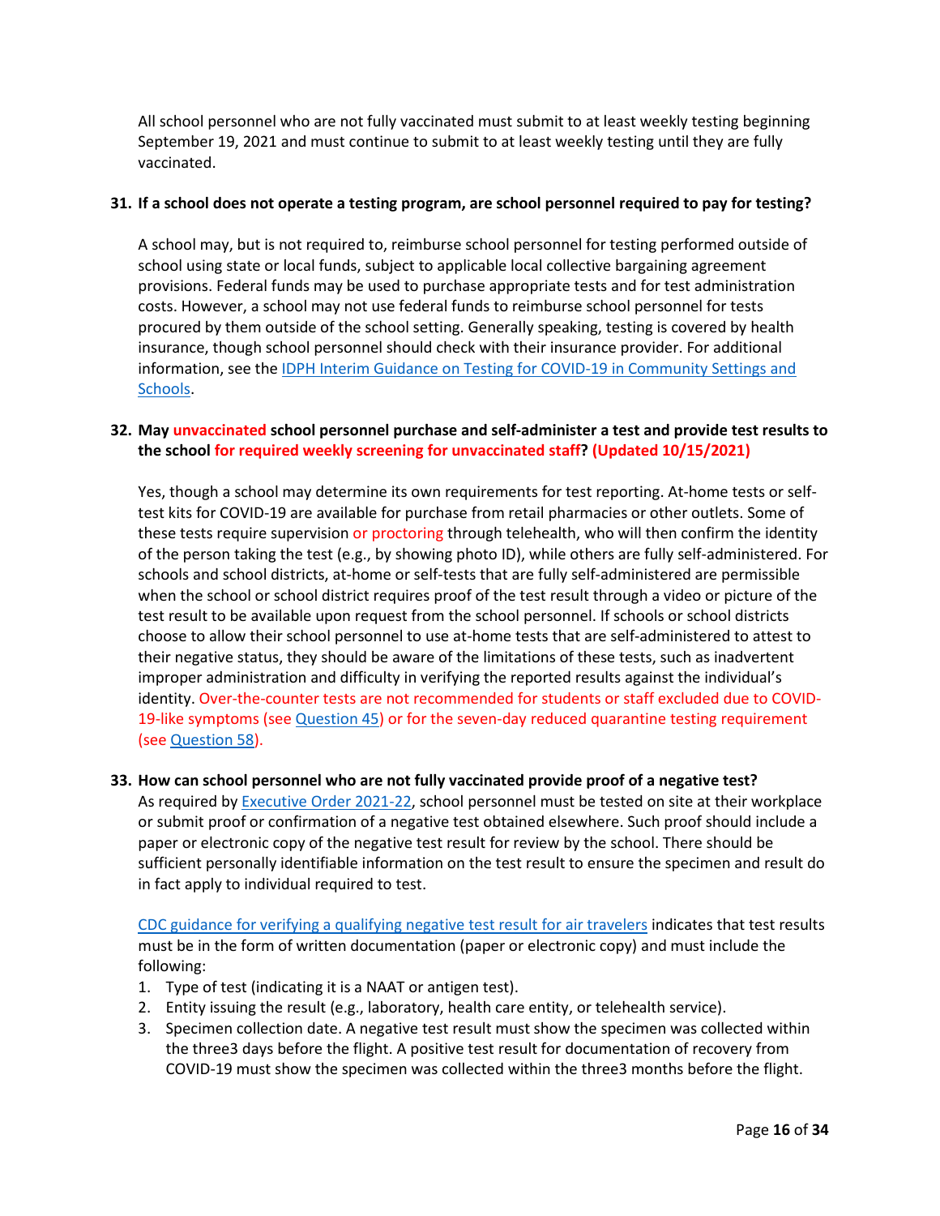All school personnel who are not fully vaccinated must submit to at least weekly testing beginning September 19, 2021 and must continue to submit to at least weekly testing until they are fully vaccinated.

**31. If a school does not operate a testing program, are school personnel required to pay for testing?**

A school may, but is not required to, reimburse school personnel for testing performed outside of school using state or local funds, subject to applicable local collective bargaining agreement provisions. Federal funds may be used to purchase appropriate tests and for test administration costs. However, a school may not use federal funds to reimburse school personnel for tests procured by them outside of the school setting. Generally speaking, testing is covered by health insurance, though school personnel should check with their insurance provider. For additional information, see the IDPH Interim Guidance on Testing for COVID-19 in Community Settings and Schools.

**32. May unvaccinated school personnel purchase and self-administer a test and provide test results to the school for required weekly screening for unvaccinated staff? (Updated 10/15/2021)**

Yes, though a school may determine its own requirements for test reporting. At-home tests or self-test kits for COVID-19 are available for purchase from retail pharmacies or other outlets. Some of these tests require supervision or proctoring through telehealth, who will then confirm the identity of the person taking the test (e.g., by showing photo ID), while others are fully self-administered. For schools and school districts, at-home or self-tests that are fully self-administered are permissible when the school or school district requires proof of the test result through a video or picture of the test result to be available upon request from the school personnel. If schools or school districts choose to allow their school personnel to use at-home tests that are self-administered to attest to their negative status, they should be aware of the limitations of these tests, such as inadvertent improper administration and difficulty in verifying the reported results against the individual's identity. Over-the-counter tests are not recommended for students or staff excluded due to COVID-19-like symptoms (see Question 45) or for the seven-day reduced quarantine testing requirement (see Question 58).

**33. How can school personnel who are not fully vaccinated provide proof of a negative test?**

As required by Executive Order 2021-22, school personnel must be tested on site at their workplace or submit proof or confirmation of a negative test obtained elsewhere. Such proof should include a paper or electronic copy of the negative test result for review by the school. There should be sufficient personally identifiable information on the test result to ensure the specimen and result do in fact apply to individual required to test.

CDC guidance for verifying a qualifying negative test result for air travelers indicates that test results must be in the form of written documentation (paper or electronic copy) and must include the following:

1. Type of test (indicating it is a NAAT or antigen test).
2. Entity issuing the result (e.g., laboratory, health care entity, or telehealth service).
3. Specimen collection date. A negative test result must show the specimen was collected within the three3 days before the flight. A positive test result for documentation of recovery from COVID-19 must show the specimen was collected within the three3 months before the flight.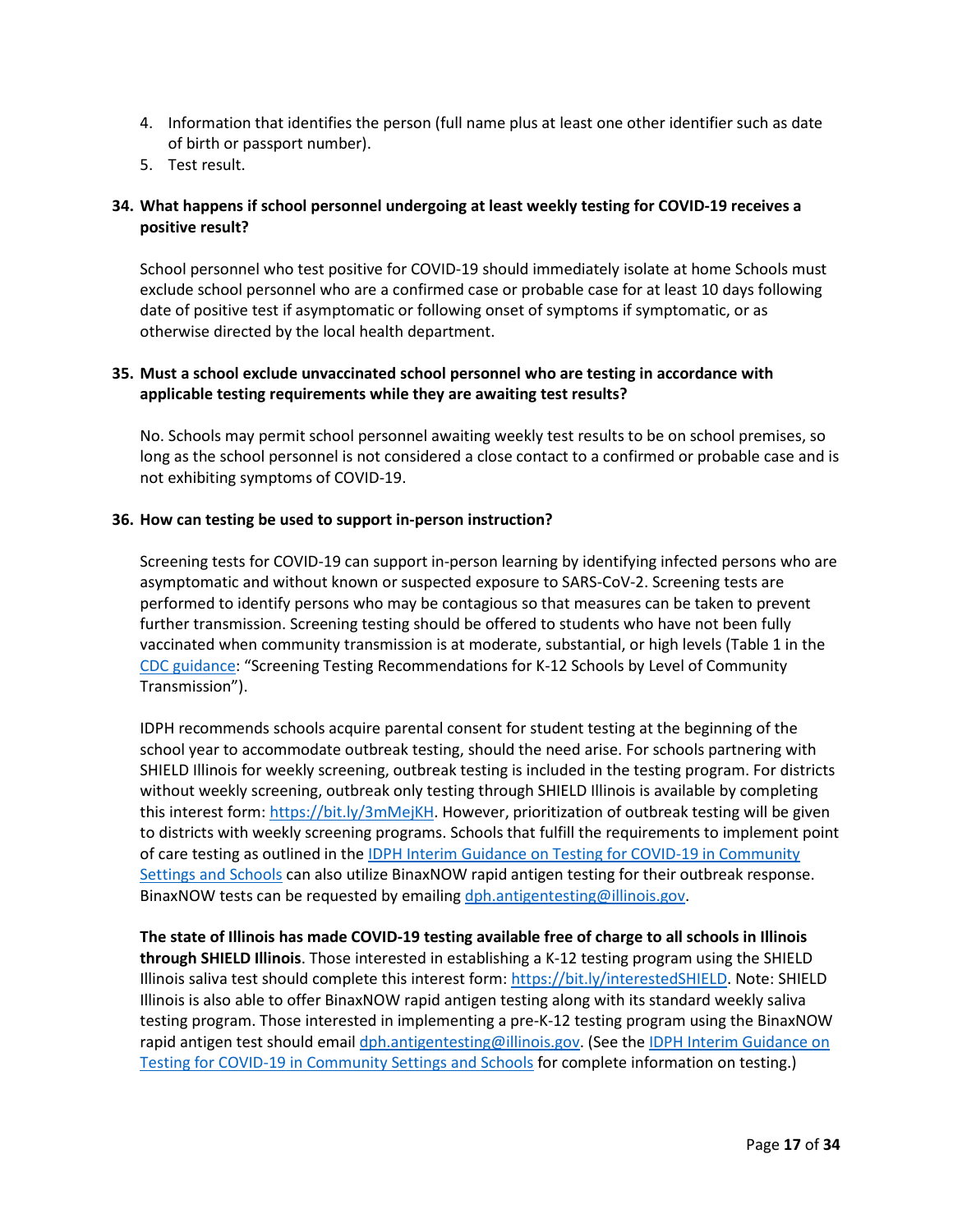4. Information that identifies the person (full name plus at least one other identifier such as date of birth or passport number).
5. Test result.

**34. What happens if school personnel undergoing at least weekly testing for COVID-19 receives a positive result?**

School personnel who test positive for COVID-19 should immediately isolate at home Schools must exclude school personnel who are a confirmed case or probable case for at least 10 days following date of positive test if asymptomatic or following onset of symptoms if symptomatic, or as otherwise directed by the local health department.

**35. Must a school exclude unvaccinated school personnel who are testing in accordance with applicable testing requirements while they are awaiting test results?**

No. Schools may permit school personnel awaiting weekly test results to be on school premises, so long as the school personnel is not considered a close contact to a confirmed or probable case and is not exhibiting symptoms of COVID-19.

**36. How can testing be used to support in-person instruction?**

Screening tests for COVID-19 can support in-person learning by identifying infected persons who are asymptomatic and without known or suspected exposure to SARS-CoV-2. Screening tests are performed to identify persons who may be contagious so that measures can be taken to prevent further transmission. Screening testing should be offered to students who have not been fully vaccinated when community transmission is at moderate, substantial, or high levels (Table 1 in the CDC guidance: "Screening Testing Recommendations for K-12 Schools by Level of Community Transmission").

IDPH recommends schools acquire parental consent for student testing at the beginning of the school year to accommodate outbreak testing, should the need arise. For schools partnering with SHIELD Illinois for weekly screening, outbreak testing is included in the testing program. For districts without weekly screening, outbreak only testing through SHIELD Illinois is available by completing this interest form: https://bit.ly/3mMejKH. However, prioritization of outbreak testing will be given to districts with weekly screening programs. Schools that fulfill the requirements to implement point of care testing as outlined in the IDPH Interim Guidance on Testing for COVID-19 in Community Settings and Schools can also utilize BinaxNOW rapid antigen testing for their outbreak response. BinaxNOW tests can be requested by emailing dph.antigentesting@illinois.gov.

**The state of Illinois has made COVID-19 testing available free of charge to all schools in Illinois through SHIELD Illinois**. Those interested in establishing a K-12 testing program using the SHIELD Illinois saliva test should complete this interest form: https://bit.ly/interestedSHIELD. Note: SHIELD Illinois is also able to offer BinaxNOW rapid antigen testing along with its standard weekly saliva testing program. Those interested in implementing a pre-K-12 testing program using the BinaxNOW rapid antigen test should email dph.antigentesting@illinois.gov. (See the IDPH Interim Guidance on Testing for COVID-19 in Community Settings and Schools for complete information on testing.)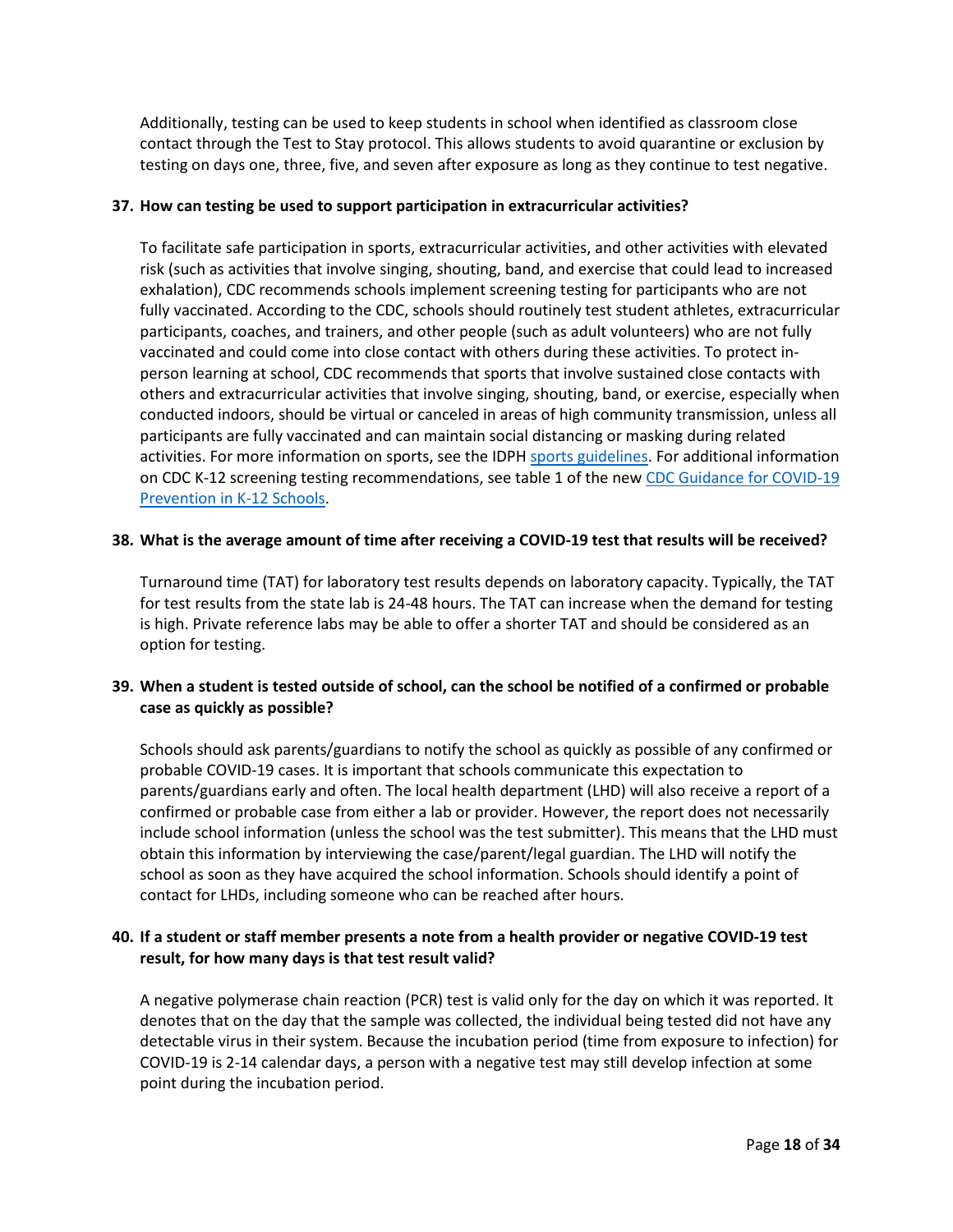Additionally, testing can be used to keep students in school when identified as classroom close contact through the Test to Stay protocol. This allows students to avoid quarantine or exclusion by testing on days one, three, five, and seven after exposure as long as they continue to test negative.

**37. How can testing be used to support participation in extracurricular activities?**

To facilitate safe participation in sports, extracurricular activities, and other activities with elevated risk (such as activities that involve singing, shouting, band, and exercise that could lead to increased exhalation), CDC recommends schools implement screening testing for participants who are not fully vaccinated. According to the CDC, schools should routinely test student athletes, extracurricular participants, coaches, and trainers, and other people (such as adult volunteers) who are not fully vaccinated and could come into close contact with others during these activities. To protect in-person learning at school, CDC recommends that sports that involve sustained close contacts with others and extracurricular activities that involve singing, shouting, band, or exercise, especially when conducted indoors, should be virtual or canceled in areas of high community transmission, unless all participants are fully vaccinated and can maintain social distancing or masking during related activities. For more information on sports, see the IDPH [sports guidelines](). For additional information on CDC K-12 screening testing recommendations, see table 1 of the new [CDC Guidance for COVID-19 Prevention in K-12 Schools]().

**38. What is the average amount of time after receiving a COVID-19 test that results will be received?**

Turnaround time (TAT) for laboratory test results depends on laboratory capacity. Typically, the TAT for test results from the state lab is 24-48 hours. The TAT can increase when the demand for testing is high. Private reference labs may be able to offer a shorter TAT and should be considered as an option for testing.

**39. When a student is tested outside of school, can the school be notified of a confirmed or probable case as quickly as possible?**

Schools should ask parents/guardians to notify the school as quickly as possible of any confirmed or probable COVID-19 cases. It is important that schools communicate this expectation to parents/guardians early and often. The local health department (LHD) will also receive a report of a confirmed or probable case from either a lab or provider. However, the report does not necessarily include school information (unless the school was the test submitter). This means that the LHD must obtain this information by interviewing the case/parent/legal guardian. The LHD will notify the school as soon as they have acquired the school information. Schools should identify a point of contact for LHDs, including someone who can be reached after hours.

**40. If a student or staff member presents a note from a health provider or negative COVID-19 test result, for how many days is that test result valid?**

A negative polymerase chain reaction (PCR) test is valid only for the day on which it was reported. It denotes that on the day that the sample was collected, the individual being tested did not have any detectable virus in their system. Because the incubation period (time from exposure to infection) for COVID-19 is 2-14 calendar days, a person with a negative test may still develop infection at some point during the incubation period.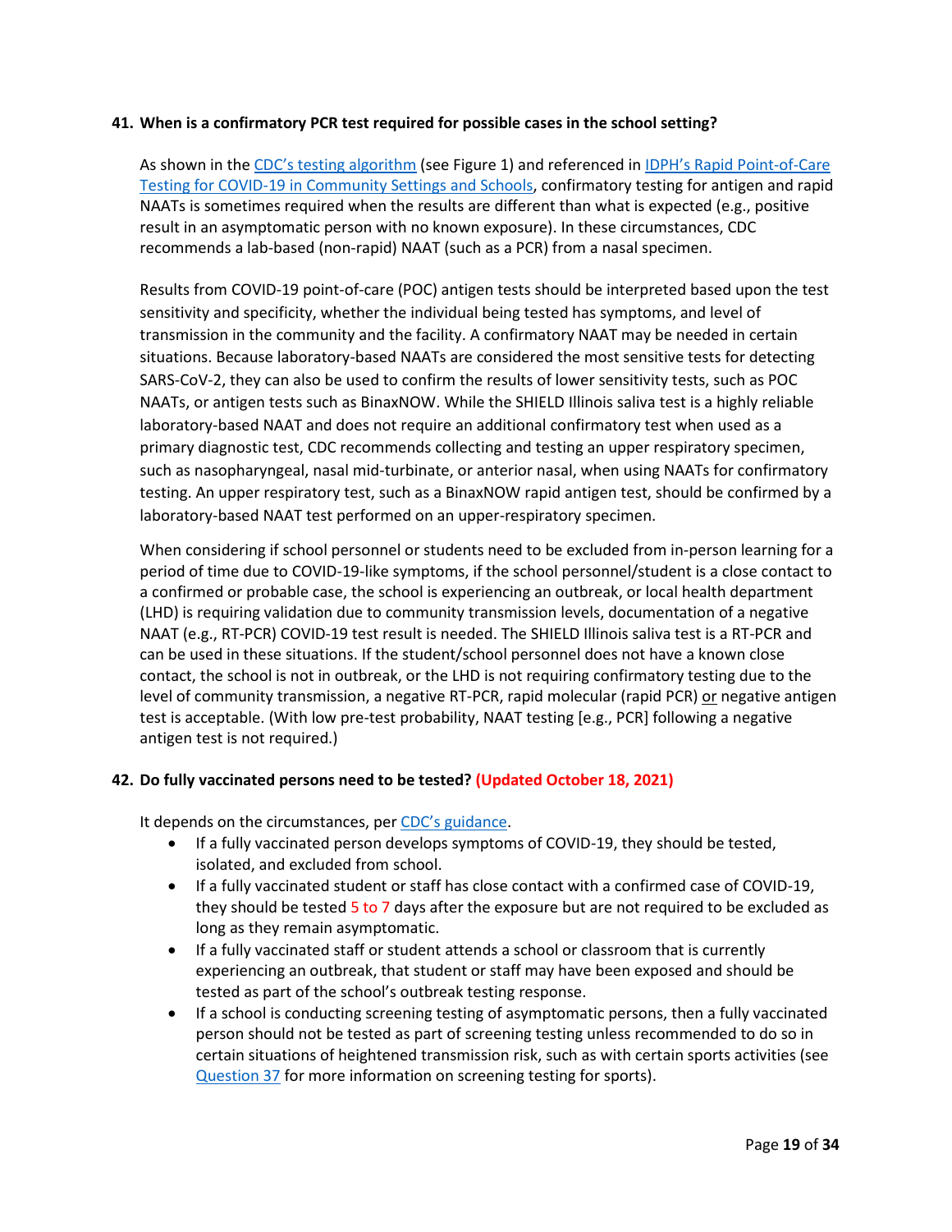### 41. When is a confirmatory PCR test required for possible cases in the school setting?

As shown in the CDC's testing algorithm (see Figure 1) and referenced in IDPH's Rapid Point-of-Care Testing for COVID-19 in Community Settings and Schools, confirmatory testing for antigen and rapid NAATs is sometimes required when the results are different than what is expected (e.g., positive result in an asymptomatic person with no known exposure). In these circumstances, CDC recommends a lab-based (non-rapid) NAAT (such as a PCR) from a nasal specimen.

Results from COVID-19 point-of-care (POC) antigen tests should be interpreted based upon the test sensitivity and specificity, whether the individual being tested has symptoms, and level of transmission in the community and the facility. A confirmatory NAAT may be needed in certain situations. Because laboratory-based NAATs are considered the most sensitive tests for detecting SARS-CoV-2, they can also be used to confirm the results of lower sensitivity tests, such as POC NAATs, or antigen tests such as BinaxNOW. While the SHIELD Illinois saliva test is a highly reliable laboratory-based NAAT and does not require an additional confirmatory test when used as a primary diagnostic test, CDC recommends collecting and testing an upper respiratory specimen, such as nasopharyngeal, nasal mid-turbinate, or anterior nasal, when using NAATs for confirmatory testing. An upper respiratory test, such as a BinaxNOW rapid antigen test, should be confirmed by a laboratory-based NAAT test performed on an upper-respiratory specimen.

When considering if school personnel or students need to be excluded from in-person learning for a period of time due to COVID-19-like symptoms, if the school personnel/student is a close contact to a confirmed or probable case, the school is experiencing an outbreak, or local health department (LHD) is requiring validation due to community transmission levels, documentation of a negative NAAT (e.g., RT-PCR) COVID-19 test result is needed. The SHIELD Illinois saliva test is a RT-PCR and can be used in these situations. If the student/school personnel does not have a known close contact, the school is not in outbreak, or the LHD is not requiring confirmatory testing due to the level of community transmission, a negative RT-PCR, rapid molecular (rapid PCR) or negative antigen test is acceptable. (With low pre-test probability, NAAT testing [e.g., PCR] following a negative antigen test is not required.)

### 42. Do fully vaccinated persons need to be tested? (Updated October 18, 2021)

It depends on the circumstances, per CDC's guidance.

- If a fully vaccinated person develops symptoms of COVID-19, they should be tested, isolated, and excluded from school.
- If a fully vaccinated student or staff has close contact with a confirmed case of COVID-19, they should be tested 5 to 7 days after the exposure but are not required to be excluded as long as they remain asymptomatic.
- If a fully vaccinated staff or student attends a school or classroom that is currently experiencing an outbreak, that student or staff may have been exposed and should be tested as part of the school's outbreak testing response.
- If a school is conducting screening testing of asymptomatic persons, then a fully vaccinated person should not be tested as part of screening testing unless recommended to do so in certain situations of heightened transmission risk, such as with certain sports activities (see Question 37 for more information on screening testing for sports).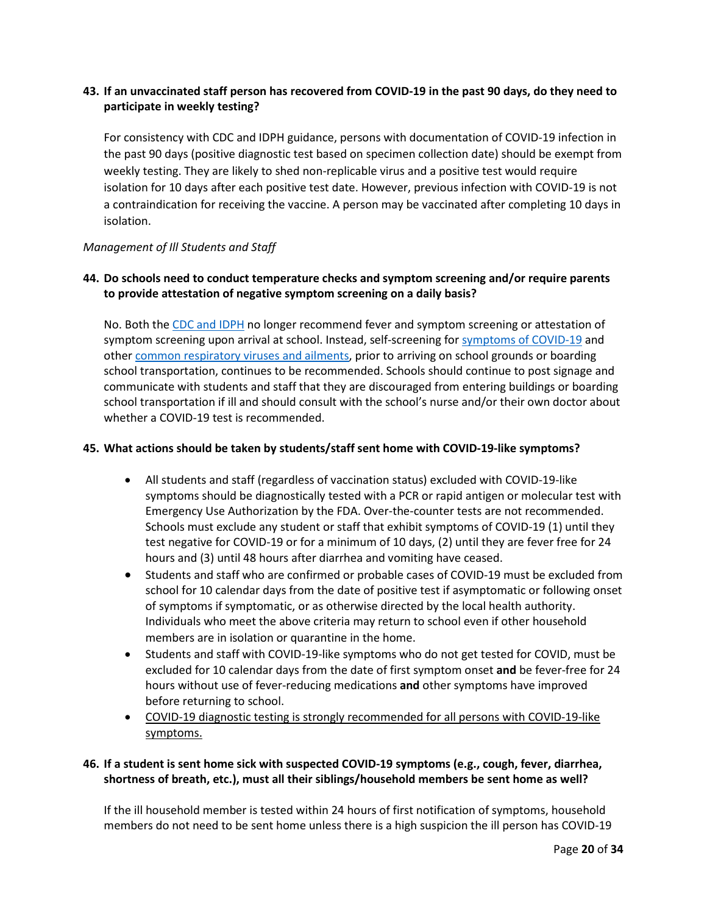**43. If an unvaccinated staff person has recovered from COVID-19 in the past 90 days, do they need to participate in weekly testing?**

For consistency with CDC and IDPH guidance, persons with documentation of COVID-19 infection in the past 90 days (positive diagnostic test based on specimen collection date) should be exempt from weekly testing. They are likely to shed non-replicable virus and a positive test would require isolation for 10 days after each positive test date. However, previous infection with COVID-19 is not a contraindication for receiving the vaccine. A person may be vaccinated after completing 10 days in isolation.

*Management of Ill Students and Staff*

**44. Do schools need to conduct temperature checks and symptom screening and/or require parents to provide attestation of negative symptom screening on a daily basis?**

No. Both the CDC and IDPH no longer recommend fever and symptom screening or attestation of symptom screening upon arrival at school. Instead, self-screening for symptoms of COVID-19 and other common respiratory viruses and ailments, prior to arriving on school grounds or boarding school transportation, continues to be recommended. Schools should continue to post signage and communicate with students and staff that they are discouraged from entering buildings or boarding school transportation if ill and should consult with the school's nurse and/or their own doctor about whether a COVID-19 test is recommended.

**45. What actions should be taken by students/staff sent home with COVID-19-like symptoms?**

- All students and staff (regardless of vaccination status) excluded with COVID-19-like symptoms should be diagnostically tested with a PCR or rapid antigen or molecular test with Emergency Use Authorization by the FDA. Over-the-counter tests are not recommended. Schools must exclude any student or staff that exhibit symptoms of COVID-19 (1) until they test negative for COVID-19 or for a minimum of 10 days, (2) until they are fever free for 24 hours and (3) until 48 hours after diarrhea and vomiting have ceased.
- Students and staff who are confirmed or probable cases of COVID-19 must be excluded from school for 10 calendar days from the date of positive test if asymptomatic or following onset of symptoms if symptomatic, or as otherwise directed by the local health authority. Individuals who meet the above criteria may return to school even if other household members are in isolation or quarantine in the home.
- Students and staff with COVID-19-like symptoms who do not get tested for COVID, must be excluded for 10 calendar days from the date of first symptom onset **and** be fever-free for 24 hours without use of fever-reducing medications **and** other symptoms have improved before returning to school.
- COVID-19 diagnostic testing is strongly recommended for all persons with COVID-19-like symptoms.

**46. If a student is sent home sick with suspected COVID-19 symptoms (e.g., cough, fever, diarrhea, shortness of breath, etc.), must all their siblings/household members be sent home as well?**

If the ill household member is tested within 24 hours of first notification of symptoms, household members do not need to be sent home unless there is a high suspicion the ill person has COVID-19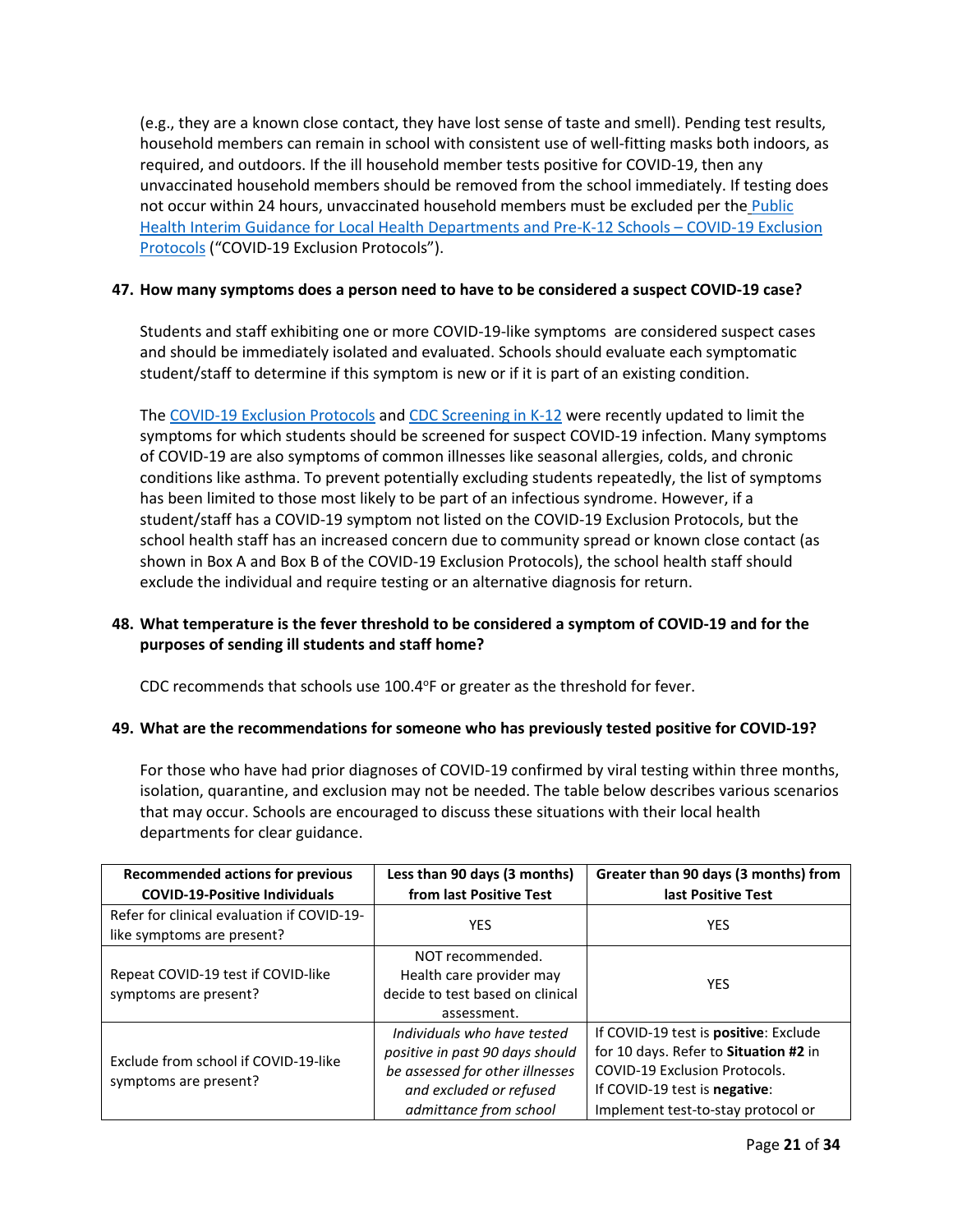(e.g., they are a known close contact, they have lost sense of taste and smell). Pending test results, household members can remain in school with consistent use of well-fitting masks both indoors, as required, and outdoors. If the ill household member tests positive for COVID-19, then any unvaccinated household members should be removed from the school immediately. If testing does not occur within 24 hours, unvaccinated household members must be excluded per the Public Health Interim Guidance for Local Health Departments and Pre-K-12 Schools – COVID-19 Exclusion Protocols ("COVID-19 Exclusion Protocols").

**47. How many symptoms does a person need to have to be considered a suspect COVID-19 case?**

Students and staff exhibiting one or more COVID-19-like symptoms are considered suspect cases and should be immediately isolated and evaluated. Schools should evaluate each symptomatic student/staff to determine if this symptom is new or if it is part of an existing condition.

The COVID-19 Exclusion Protocols and CDC Screening in K-12 were recently updated to limit the symptoms for which students should be screened for suspect COVID-19 infection. Many symptoms of COVID-19 are also symptoms of common illnesses like seasonal allergies, colds, and chronic conditions like asthma. To prevent potentially excluding students repeatedly, the list of symptoms has been limited to those most likely to be part of an infectious syndrome. However, if a student/staff has a COVID-19 symptom not listed on the COVID-19 Exclusion Protocols, but the school health staff has an increased concern due to community spread or known close contact (as shown in Box A and Box B of the COVID-19 Exclusion Protocols), the school health staff should exclude the individual and require testing or an alternative diagnosis for return.

**48. What temperature is the fever threshold to be considered a symptom of COVID-19 and for the purposes of sending ill students and staff home?**

CDC recommends that schools use 100.4°F or greater as the threshold for fever.

**49. What are the recommendations for someone who has previously tested positive for COVID-19?**

For those who have had prior diagnoses of COVID-19 confirmed by viral testing within three months, isolation, quarantine, and exclusion may not be needed. The table below describes various scenarios that may occur. Schools are encouraged to discuss these situations with their local health departments for clear guidance.

| Recommended actions for previous COVID-19-Positive Individuals | Less than 90 days (3 months) from last Positive Test | Greater than 90 days (3 months) from last Positive Test |
|---|---|---|
| Refer for clinical evaluation if COVID-19-like symptoms are present? | YES | YES |
| Repeat COVID-19 test if COVID-like symptoms are present? | NOT recommended. Health care provider may decide to test based on clinical assessment. | YES |
| Exclude from school if COVID-19-like symptoms are present? | *Individuals who have tested positive in past 90 days should be assessed for other illnesses and excluded or refused admittance from school* | If COVID-19 test is **positive**: Exclude for 10 days. Refer to **Situation #2** in COVID-19 Exclusion Protocols. If COVID-19 test is **negative**: Implement test-to-stay protocol or |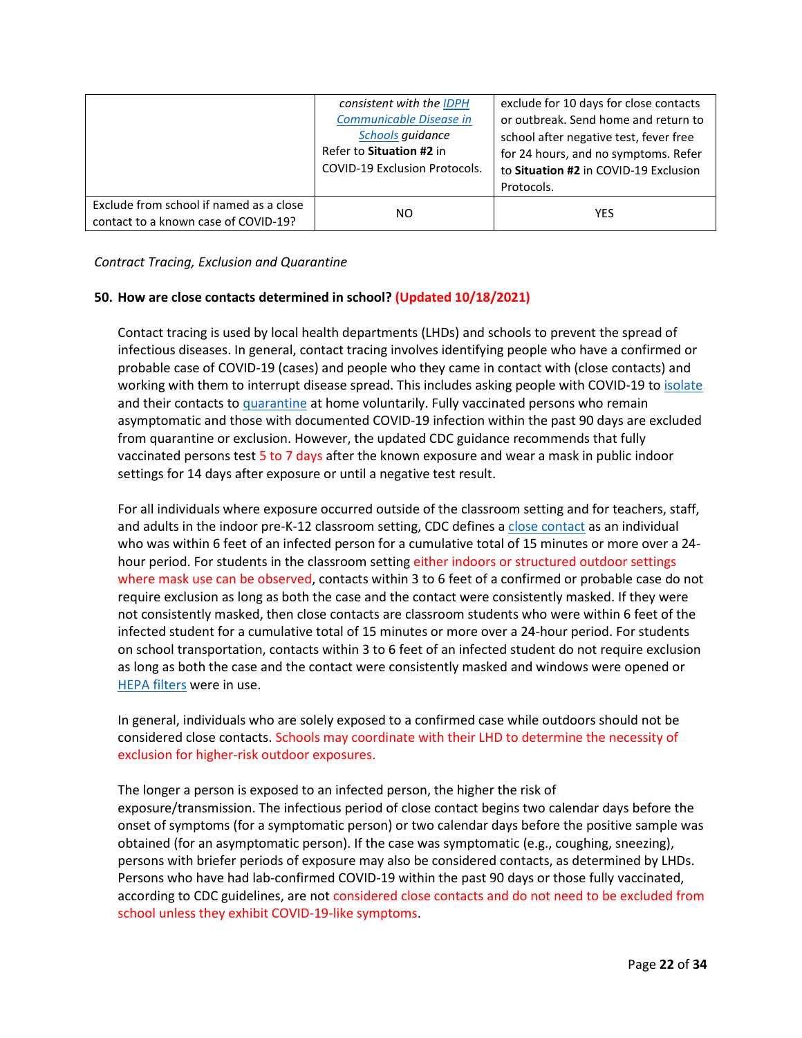| | *consistent with the [IDPH Communicable Disease in Schools](#) guidance*<br>Refer to **Situation #2** in COVID-19 Exclusion Protocols. | exclude for 10 days for close contacts or outbreak. Send home and return to school after negative test, fever free for 24 hours, and no symptoms. Refer to **Situation #2** in COVID-19 Exclusion Protocols. |
|---|---|---|
| Exclude from school if named as a close contact to a known case of COVID-19? | NO | YES |

*Contract Tracing, Exclusion and Quarantine*

**50. How are close contacts determined in school? (Updated 10/18/2021)**

Contact tracing is used by local health departments (LHDs) and schools to prevent the spread of infectious diseases. In general, contact tracing involves identifying people who have a confirmed or probable case of COVID-19 (cases) and people who they came in contact with (close contacts) and working with them to interrupt disease spread. This includes asking people with COVID-19 to isolate and their contacts to quarantine at home voluntarily. Fully vaccinated persons who remain asymptomatic and those with documented COVID-19 infection within the past 90 days are excluded from quarantine or exclusion. However, the updated CDC guidance recommends that fully vaccinated persons test 5 to 7 days after the known exposure and wear a mask in public indoor settings for 14 days after exposure or until a negative test result.

For all individuals where exposure occurred outside of the classroom setting and for teachers, staff, and adults in the indoor pre-K-12 classroom setting, CDC defines a close contact as an individual who was within 6 feet of an infected person for a cumulative total of 15 minutes or more over a 24-hour period. For students in the classroom setting either indoors or structured outdoor settings where mask use can be observed, contacts within 3 to 6 feet of a confirmed or probable case do not require exclusion as long as both the case and the contact were consistently masked. If they were not consistently masked, then close contacts are classroom students who were within 6 feet of the infected student for a cumulative total of 15 minutes or more over a 24-hour period. For students on school transportation, contacts within 3 to 6 feet of an infected student do not require exclusion as long as both the case and the contact were consistently masked and windows were opened or HEPA filters were in use.

In general, individuals who are solely exposed to a confirmed case while outdoors should not be considered close contacts. Schools may coordinate with their LHD to determine the necessity of exclusion for higher-risk outdoor exposures.

The longer a person is exposed to an infected person, the higher the risk of exposure/transmission. The infectious period of close contact begins two calendar days before the onset of symptoms (for a symptomatic person) or two calendar days before the positive sample was obtained (for an asymptomatic person). If the case was symptomatic (e.g., coughing, sneezing), persons with briefer periods of exposure may also be considered contacts, as determined by LHDs. Persons who have had lab-confirmed COVID-19 within the past 90 days or those fully vaccinated, according to CDC guidelines, are not considered close contacts and do not need to be excluded from school unless they exhibit COVID-19-like symptoms.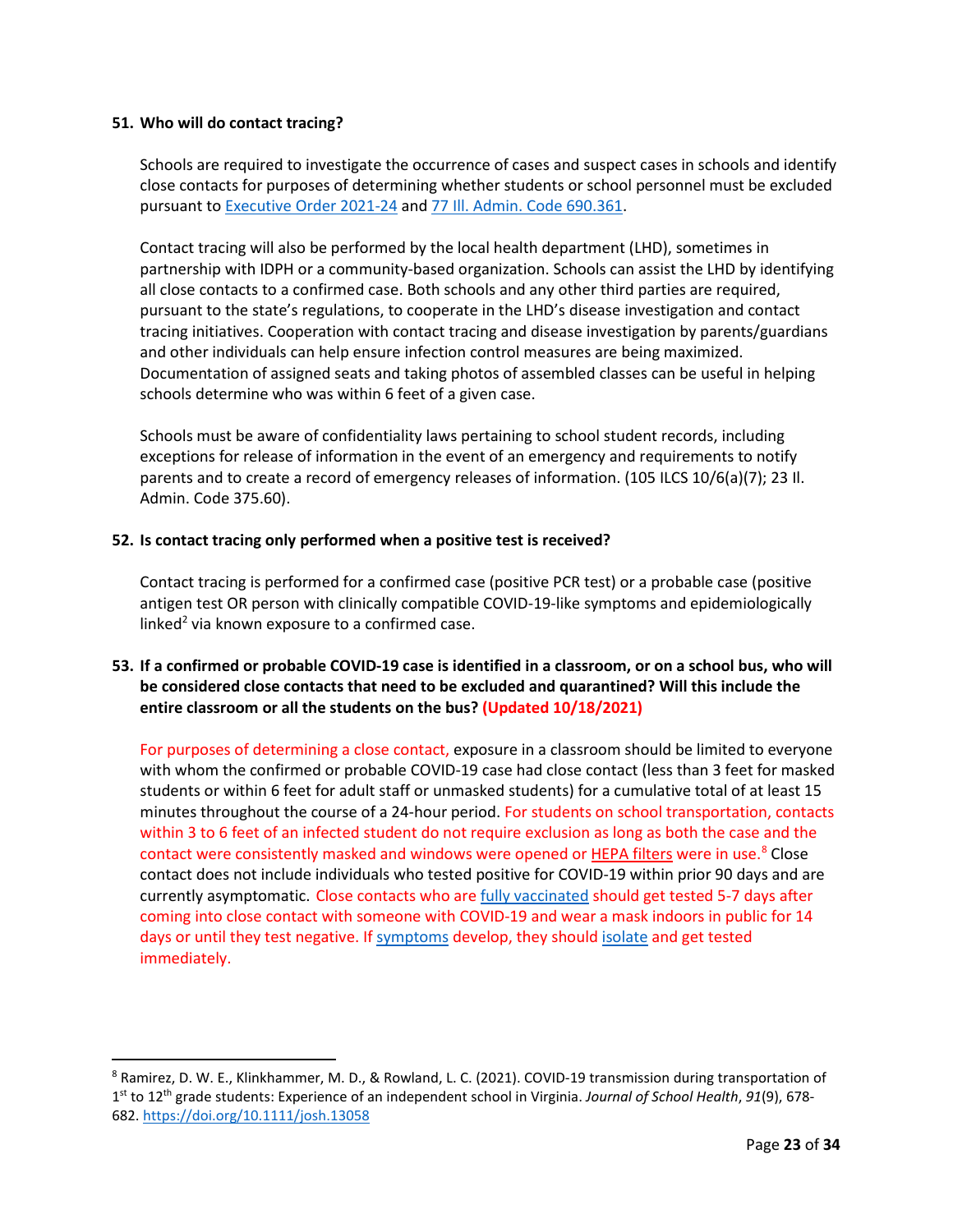**51. Who will do contact tracing?**

Schools are required to investigate the occurrence of cases and suspect cases in schools and identify close contacts for purposes of determining whether students or school personnel must be excluded pursuant to Executive Order 2021-24 and 77 Ill. Admin. Code 690.361.

Contact tracing will also be performed by the local health department (LHD), sometimes in partnership with IDPH or a community-based organization. Schools can assist the LHD by identifying all close contacts to a confirmed case. Both schools and any other third parties are required, pursuant to the state's regulations, to cooperate in the LHD's disease investigation and contact tracing initiatives. Cooperation with contact tracing and disease investigation by parents/guardians and other individuals can help ensure infection control measures are being maximized. Documentation of assigned seats and taking photos of assembled classes can be useful in helping schools determine who was within 6 feet of a given case.

Schools must be aware of confidentiality laws pertaining to school student records, including exceptions for release of information in the event of an emergency and requirements to notify parents and to create a record of emergency releases of information. (105 ILCS 10/6(a)(7); 23 Il. Admin. Code 375.60).

**52. Is contact tracing only performed when a positive test is received?**

Contact tracing is performed for a confirmed case (positive PCR test) or a probable case (positive antigen test OR person with clinically compatible COVID-19-like symptoms and epidemiologically linked[2] via known exposure to a confirmed case.

**53. If a confirmed or probable COVID-19 case is identified in a classroom, or on a school bus, who will be considered close contacts that need to be excluded and quarantined? Will this include the entire classroom or all the students on the bus? (Updated 10/18/2021)**

For purposes of determining a close contact, exposure in a classroom should be limited to everyone with whom the confirmed or probable COVID-19 case had close contact (less than 3 feet for masked students or within 6 feet for adult staff or unmasked students) for a cumulative total of at least 15 minutes throughout the course of a 24-hour period. For students on school transportation, contacts within 3 to 6 feet of an infected student do not require exclusion as long as both the case and the contact were consistently masked and windows were opened or HEPA filters were in use.[8] Close contact does not include individuals who tested positive for COVID-19 within prior 90 days and are currently asymptomatic. Close contacts who are fully vaccinated should get tested 5-7 days after coming into close contact with someone with COVID-19 and wear a mask indoors in public for 14 days or until they test negative. If symptoms develop, they should isolate and get tested immediately.

---

[8] Ramirez, D. W. E., Klinkhammer, M. D., & Rowland, L. C. (2021). COVID-19 transmission during transportation of 1st to 12th grade students: Experience of an independent school in Virginia. *Journal of School Health*, *91*(9), 678-682. https://doi.org/10.1111/josh.13058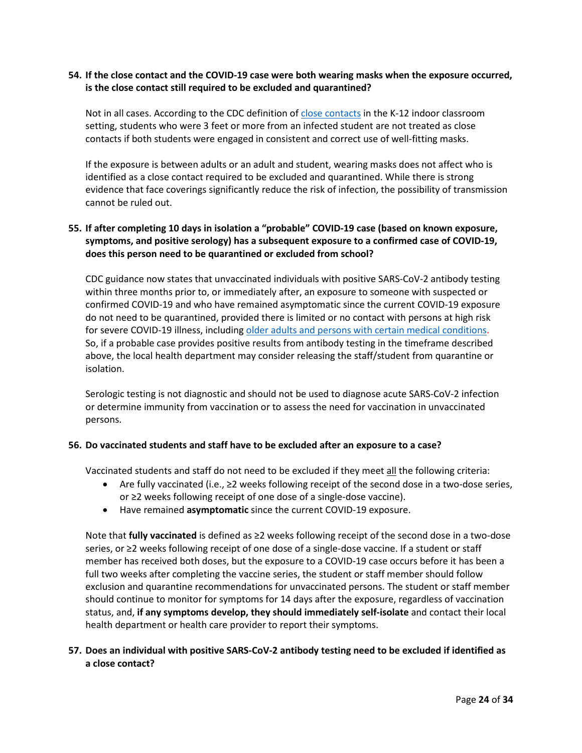**54. If the close contact and the COVID-19 case were both wearing masks when the exposure occurred, is the close contact still required to be excluded and quarantined?**

Not in all cases. According to the CDC definition of close contacts in the K-12 indoor classroom setting, students who were 3 feet or more from an infected student are not treated as close contacts if both students were engaged in consistent and correct use of well-fitting masks.

If the exposure is between adults or an adult and student, wearing masks does not affect who is identified as a close contact required to be excluded and quarantined. While there is strong evidence that face coverings significantly reduce the risk of infection, the possibility of transmission cannot be ruled out.

**55. If after completing 10 days in isolation a "probable" COVID-19 case (based on known exposure, symptoms, and positive serology) has a subsequent exposure to a confirmed case of COVID-19, does this person need to be quarantined or excluded from school?**

CDC guidance now states that unvaccinated individuals with positive SARS-CoV-2 antibody testing within three months prior to, or immediately after, an exposure to someone with suspected or confirmed COVID-19 and who have remained asymptomatic since the current COVID-19 exposure do not need to be quarantined, provided there is limited or no contact with persons at high risk for severe COVID-19 illness, including older adults and persons with certain medical conditions. So, if a probable case provides positive results from antibody testing in the timeframe described above, the local health department may consider releasing the staff/student from quarantine or isolation.

Serologic testing is not diagnostic and should not be used to diagnose acute SARS-CoV-2 infection or determine immunity from vaccination or to assess the need for vaccination in unvaccinated persons.

**56. Do vaccinated students and staff have to be excluded after an exposure to a case?**

Vaccinated students and staff do not need to be excluded if they meet all the following criteria:

- Are fully vaccinated (i.e., ≥2 weeks following receipt of the second dose in a two-dose series, or ≥2 weeks following receipt of one dose of a single-dose vaccine).
- Have remained **asymptomatic** since the current COVID-19 exposure.

Note that **fully vaccinated** is defined as ≥2 weeks following receipt of the second dose in a two-dose series, or ≥2 weeks following receipt of one dose of a single-dose vaccine. If a student or staff member has received both doses, but the exposure to a COVID-19 case occurs before it has been a full two weeks after completing the vaccine series, the student or staff member should follow exclusion and quarantine recommendations for unvaccinated persons. The student or staff member should continue to monitor for symptoms for 14 days after the exposure, regardless of vaccination status, and, **if any symptoms develop, they should immediately self-isolate** and contact their local health department or health care provider to report their symptoms.

**57. Does an individual with positive SARS-CoV-2 antibody testing need to be excluded if identified as a close contact?**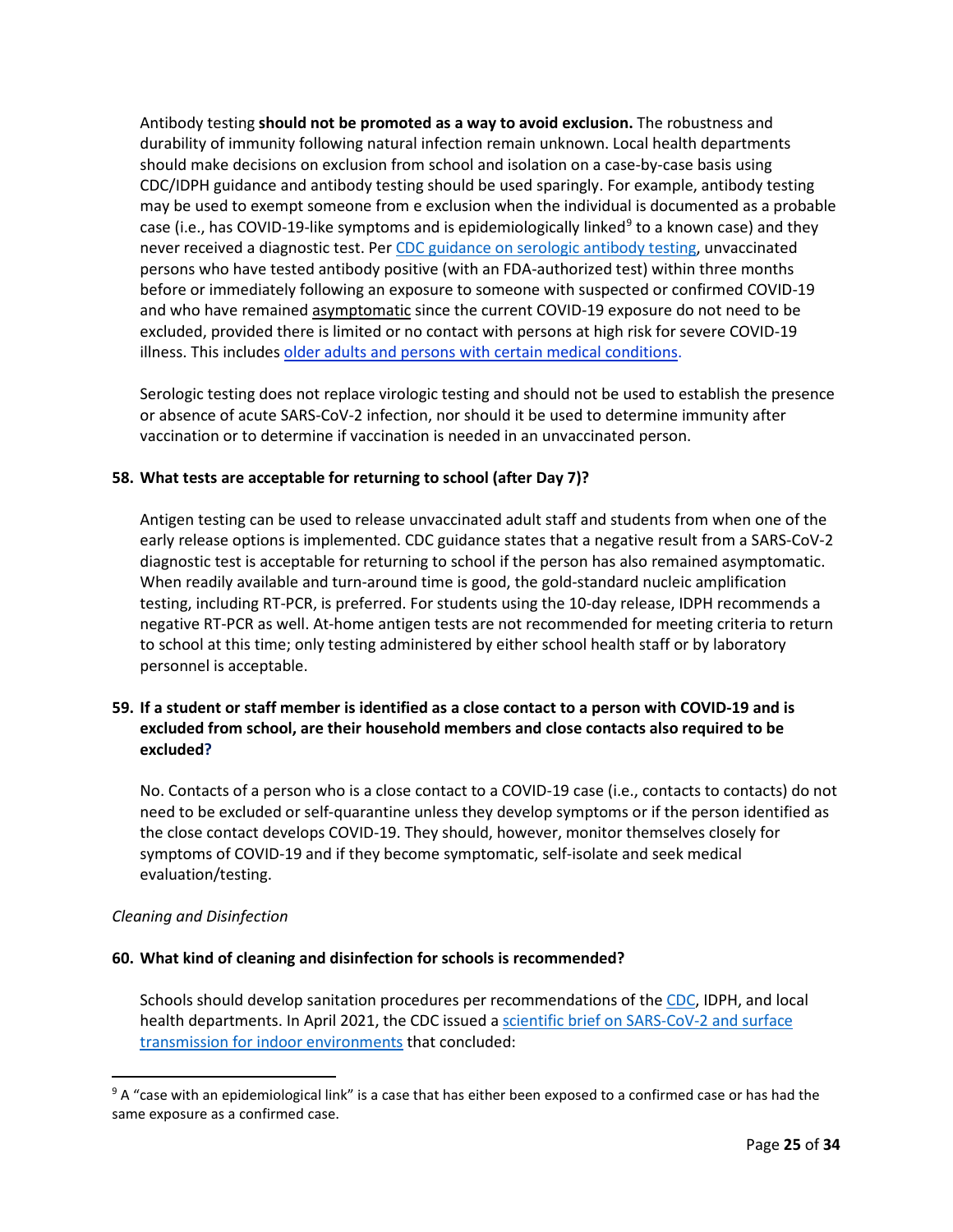Antibody testing **should not be promoted as a way to avoid exclusion.** The robustness and durability of immunity following natural infection remain unknown. Local health departments should make decisions on exclusion from school and isolation on a case-by-case basis using CDC/IDPH guidance and antibody testing should be used sparingly. For example, antibody testing may be used to exempt someone from e exclusion when the individual is documented as a probable case (i.e., has COVID-19-like symptoms and is epidemiologically linked[9] to a known case) and they never received a diagnostic test. Per [CDC guidance on serologic antibody testing](), unvaccinated persons who have tested antibody positive (with an FDA-authorized test) within three months before or immediately following an exposure to someone with suspected or confirmed COVID-19 and who have remained asymptomatic since the current COVID-19 exposure do not need to be excluded, provided there is limited or no contact with persons at high risk for severe COVID-19 illness. This includes [older adults and persons with certain medical conditions]().

Serologic testing does not replace virologic testing and should not be used to establish the presence or absence of acute SARS-CoV-2 infection, nor should it be used to determine immunity after vaccination or to determine if vaccination is needed in an unvaccinated person.

**58. What tests are acceptable for returning to school (after Day 7)?**

Antigen testing can be used to release unvaccinated adult staff and students from when one of the early release options is implemented. CDC guidance states that a negative result from a SARS-CoV-2 diagnostic test is acceptable for returning to school if the person has also remained asymptomatic. When readily available and turn-around time is good, the gold-standard nucleic amplification testing, including RT-PCR, is preferred. For students using the 10-day release, IDPH recommends a negative RT-PCR as well. At-home antigen tests are not recommended for meeting criteria to return to school at this time; only testing administered by either school health staff or by laboratory personnel is acceptable.

**59. If a student or staff member is identified as a close contact to a person with COVID-19 and is excluded from school, are their household members and close contacts also required to be excluded?**

No. Contacts of a person who is a close contact to a COVID-19 case (i.e., contacts to contacts) do not need to be excluded or self-quarantine unless they develop symptoms or if the person identified as the close contact develops COVID-19. They should, however, monitor themselves closely for symptoms of COVID-19 and if they become symptomatic, self-isolate and seek medical evaluation/testing.

*Cleaning and Disinfection*

**60. What kind of cleaning and disinfection for schools is recommended?**

Schools should develop sanitation procedures per recommendations of the [CDC](), IDPH, and local health departments. In April 2021, the CDC issued a [scientific brief on SARS-CoV-2 and surface transmission for indoor environments]() that concluded:

---

[9] A "case with an epidemiological link" is a case that has either been exposed to a confirmed case or has had the same exposure as a confirmed case.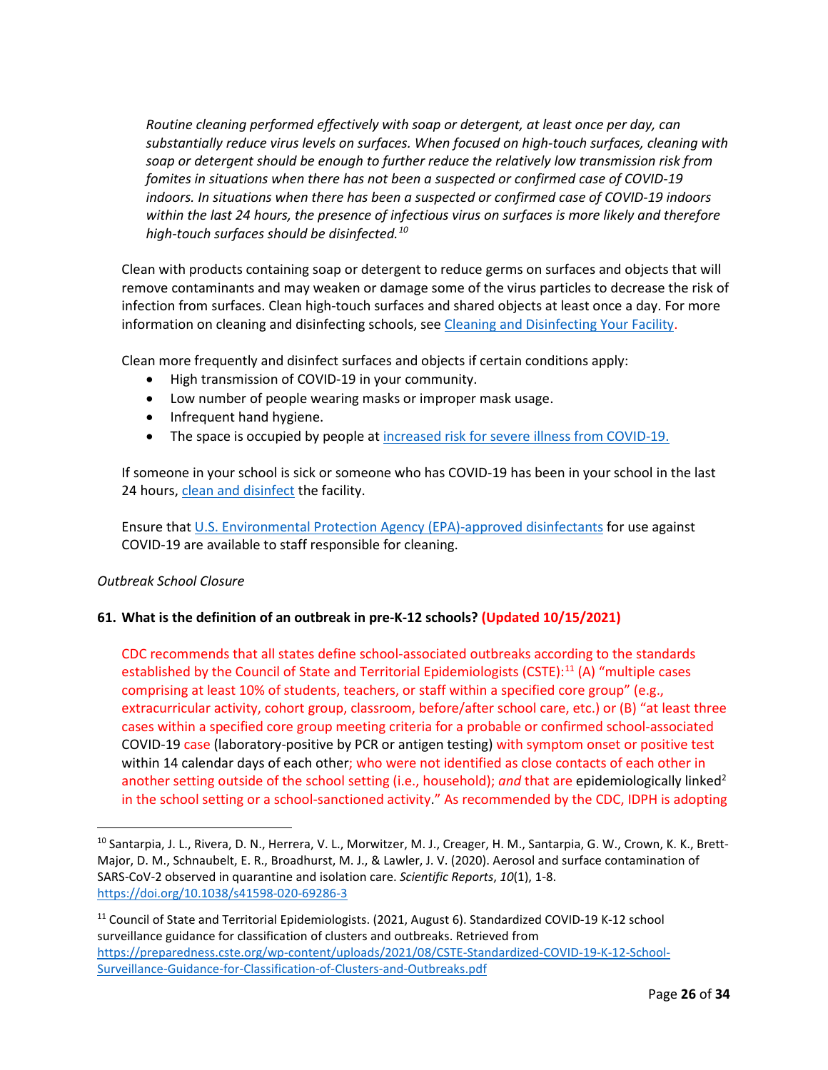*Routine cleaning performed effectively with soap or detergent, at least once per day, can substantially reduce virus levels on surfaces. When focused on high-touch surfaces, cleaning with soap or detergent should be enough to further reduce the relatively low transmission risk from fomites in situations when there has not been a suspected or confirmed case of COVID-19 indoors. In situations when there has been a suspected or confirmed case of COVID-19 indoors within the last 24 hours, the presence of infectious virus on surfaces is more likely and therefore high-touch surfaces should be disinfected.*[10]

Clean with products containing soap or detergent to reduce germs on surfaces and objects that will remove contaminants and may weaken or damage some of the virus particles to decrease the risk of infection from surfaces. Clean high-touch surfaces and shared objects at least once a day. For more information on cleaning and disinfecting schools, see Cleaning and Disinfecting Your Facility.

Clean more frequently and disinfect surfaces and objects if certain conditions apply:

- High transmission of COVID-19 in your community.
- Low number of people wearing masks or improper mask usage.
- Infrequent hand hygiene.
- The space is occupied by people at increased risk for severe illness from COVID-19.

If someone in your school is sick or someone who has COVID-19 has been in your school in the last 24 hours, clean and disinfect the facility.

Ensure that U.S. Environmental Protection Agency (EPA)-approved disinfectants for use against COVID-19 are available to staff responsible for cleaning.

*Outbreak School Closure*

**61. What is the definition of an outbreak in pre-K-12 schools? (Updated 10/15/2021)**

CDC recommends that all states define school-associated outbreaks according to the standards established by the Council of State and Territorial Epidemiologists (CSTE):[11] (A) "multiple cases comprising at least 10% of students, teachers, or staff within a specified core group" (e.g., extracurricular activity, cohort group, classroom, before/after school care, etc.) or (B) "at least three cases within a specified core group meeting criteria for a probable or confirmed school-associated COVID-19 case (laboratory-positive by PCR or antigen testing) with symptom onset or positive test within 14 calendar days of each other; who were not identified as close contacts of each other in another setting outside of the school setting (i.e., household); *and* that are epidemiologically linked[2] in the school setting or a school-sanctioned activity." As recommended by the CDC, IDPH is adopting

---

[10] Santarpia, J. L., Rivera, D. N., Herrera, V. L., Morwitzer, M. J., Creager, H. M., Santarpia, G. W., Crown, K. K., Brett-Major, D. M., Schnaubelt, E. R., Broadhurst, M. J., & Lawler, J. V. (2020). Aerosol and surface contamination of SARS-CoV-2 observed in quarantine and isolation care. *Scientific Reports*, *10*(1), 1-8. https://doi.org/10.1038/s41598-020-69286-3

[11] Council of State and Territorial Epidemiologists. (2021, August 6). Standardized COVID-19 K-12 school surveillance guidance for classification of clusters and outbreaks. Retrieved from https://preparedness.cste.org/wp-content/uploads/2021/08/CSTE-Standardized-COVID-19-K-12-School-Surveillance-Guidance-for-Classification-of-Clusters-and-Outbreaks.pdf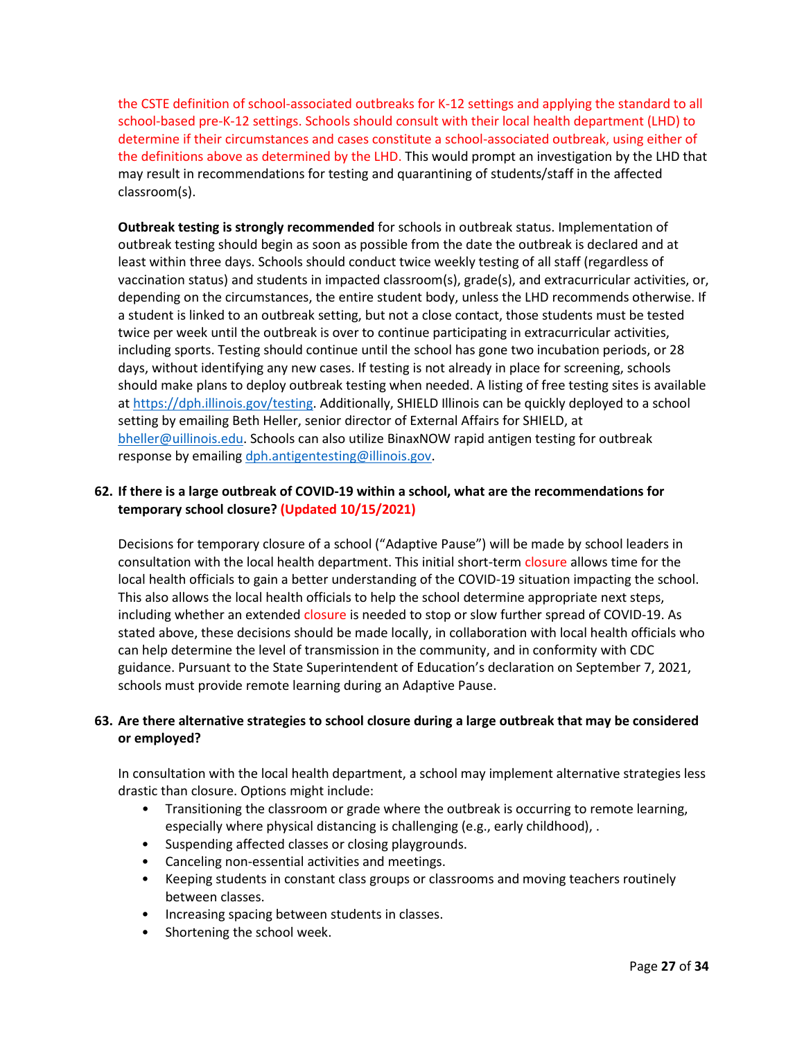the CSTE definition of school-associated outbreaks for K-12 settings and applying the standard to all school-based pre-K-12 settings. Schools should consult with their local health department (LHD) to determine if their circumstances and cases constitute a school-associated outbreak, using either of the definitions above as determined by the LHD. This would prompt an investigation by the LHD that may result in recommendations for testing and quarantining of students/staff in the affected classroom(s).

**Outbreak testing is strongly recommended** for schools in outbreak status. Implementation of outbreak testing should begin as soon as possible from the date the outbreak is declared and at least within three days. Schools should conduct twice weekly testing of all staff (regardless of vaccination status) and students in impacted classroom(s), grade(s), and extracurricular activities, or, depending on the circumstances, the entire student body, unless the LHD recommends otherwise. If a student is linked to an outbreak setting, but not a close contact, those students must be tested twice per week until the outbreak is over to continue participating in extracurricular activities, including sports. Testing should continue until the school has gone two incubation periods, or 28 days, without identifying any new cases. If testing is not already in place for screening, schools should make plans to deploy outbreak testing when needed. A listing of free testing sites is available at [https://dph.illinois.gov/testing](https://dph.illinois.gov/testing). Additionally, SHIELD Illinois can be quickly deployed to a school setting by emailing Beth Heller, senior director of External Affairs for SHIELD, at [bheller@uillinois.edu](mailto:bheller@uillinois.edu). Schools can also utilize BinaxNOW rapid antigen testing for outbreak response by emailing [dph.antigentesting@illinois.gov](mailto:dph.antigentesting@illinois.gov).

**62. If there is a large outbreak of COVID-19 within a school, what are the recommendations for temporary school closure? (Updated 10/15/2021)**

Decisions for temporary closure of a school ("Adaptive Pause") will be made by school leaders in consultation with the local health department. This initial short-term closure allows time for the local health officials to gain a better understanding of the COVID-19 situation impacting the school. This also allows the local health officials to help the school determine appropriate next steps, including whether an extended closure is needed to stop or slow further spread of COVID-19. As stated above, these decisions should be made locally, in collaboration with local health officials who can help determine the level of transmission in the community, and in conformity with CDC guidance. Pursuant to the State Superintendent of Education's declaration on September 7, 2021, schools must provide remote learning during an Adaptive Pause.

**63. Are there alternative strategies to school closure during a large outbreak that may be considered or employed?**

In consultation with the local health department, a school may implement alternative strategies less drastic than closure. Options might include:

- Transitioning the classroom or grade where the outbreak is occurring to remote learning, especially where physical distancing is challenging (e.g., early childhood), .
- Suspending affected classes or closing playgrounds.
- Canceling non-essential activities and meetings.
- Keeping students in constant class groups or classrooms and moving teachers routinely between classes.
- Increasing spacing between students in classes.
- Shortening the school week.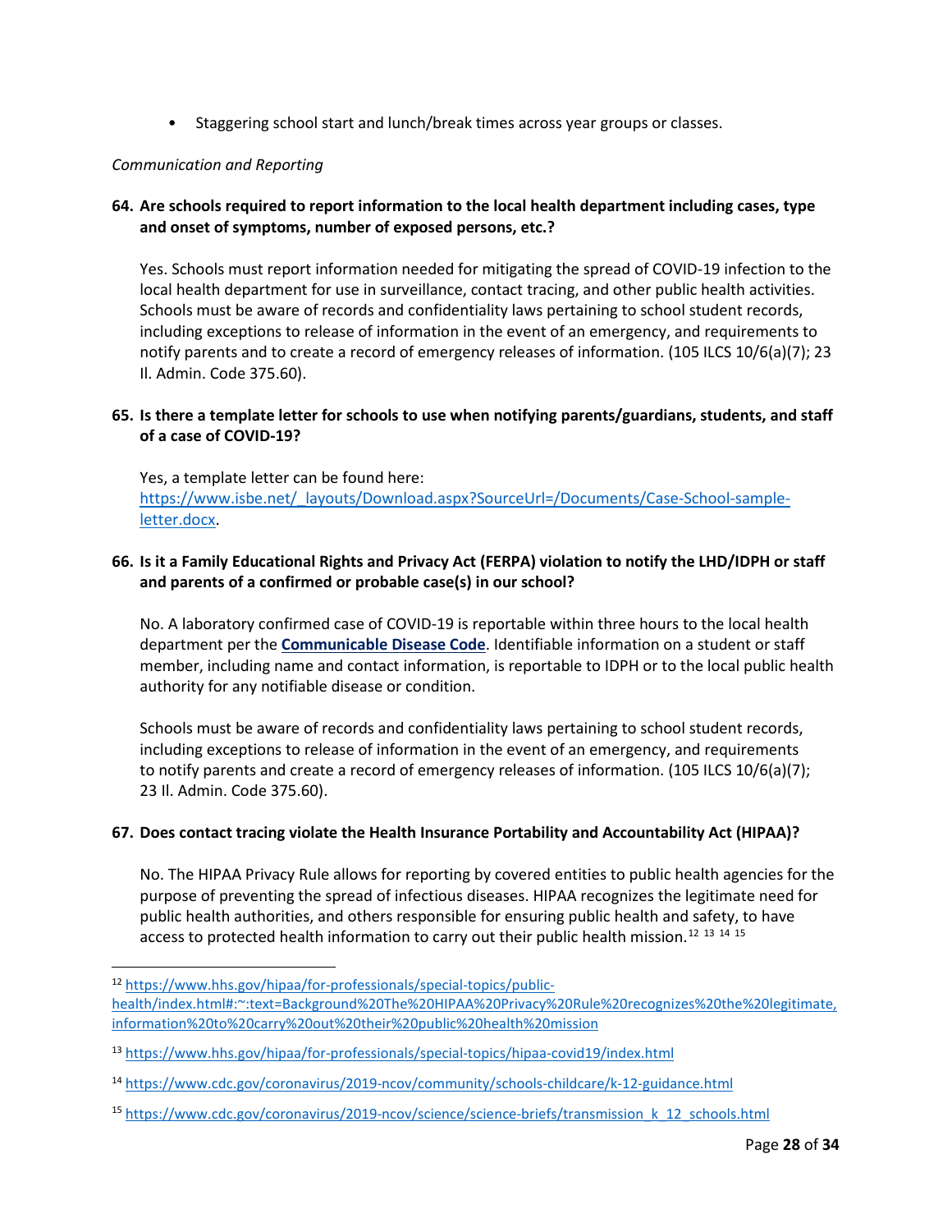- Staggering school start and lunch/break times across year groups or classes.

*Communication and Reporting*

**64. Are schools required to report information to the local health department including cases, type and onset of symptoms, number of exposed persons, etc.?**

Yes. Schools must report information needed for mitigating the spread of COVID-19 infection to the local health department for use in surveillance, contact tracing, and other public health activities. Schools must be aware of records and confidentiality laws pertaining to school student records, including exceptions to release of information in the event of an emergency, and requirements to notify parents and to create a record of emergency releases of information. (105 ILCS 10/6(a)(7); 23 Il. Admin. Code 375.60).

**65. Is there a template letter for schools to use when notifying parents/guardians, students, and staff of a case of COVID-19?**

Yes, a template letter can be found here: [https://www.isbe.net/_layouts/Download.aspx?SourceUrl=/Documents/Case-School-sample-letter.docx](https://www.isbe.net/_layouts/Download.aspx?SourceUrl=/Documents/Case-School-sample-letter.docx).

**66. Is it a Family Educational Rights and Privacy Act (FERPA) violation to notify the LHD/IDPH or staff and parents of a confirmed or probable case(s) in our school?**

No. A laboratory confirmed case of COVID-19 is reportable within three hours to the local health department per the **Communicable Disease Code**. Identifiable information on a student or staff member, including name and contact information, is reportable to IDPH or to the local public health authority for any notifiable disease or condition.

Schools must be aware of records and confidentiality laws pertaining to school student records, including exceptions to release of information in the event of an emergency, and requirements to notify parents and create a record of emergency releases of information. (105 ILCS 10/6(a)(7); 23 Il. Admin. Code 375.60).

**67. Does contact tracing violate the Health Insurance Portability and Accountability Act (HIPAA)?**

No. The HIPAA Privacy Rule allows for reporting by covered entities to public health agencies for the purpose of preventing the spread of infectious diseases. HIPAA recognizes the legitimate need for public health authorities, and others responsible for ensuring public health and safety, to have access to protected health information to carry out their public health mission.[12] [13] [14] [15]

---

[12] [https://www.hhs.gov/hipaa/for-professionals/special-topics/public-health/index.html#:~:text=Background%20The%20HIPAA%20Privacy%20Rule%20recognizes%20the%20legitimate,information%20to%20carry%20out%20their%20public%20health%20mission](https://www.hhs.gov/hipaa/for-professionals/special-topics/public-health/index.html#:~:text=Background%20The%20HIPAA%20Privacy%20Rule%20recognizes%20the%20legitimate,information%20to%20carry%20out%20their%20public%20health%20mission)

[13] [https://www.hhs.gov/hipaa/for-professionals/special-topics/hipaa-covid19/index.html](https://www.hhs.gov/hipaa/for-professionals/special-topics/hipaa-covid19/index.html)

[14] [https://www.cdc.gov/coronavirus/2019-ncov/community/schools-childcare/k-12-guidance.html](https://www.cdc.gov/coronavirus/2019-ncov/community/schools-childcare/k-12-guidance.html)

[15] [https://www.cdc.gov/coronavirus/2019-ncov/science/science-briefs/transmission_k_12_schools.html](https://www.cdc.gov/coronavirus/2019-ncov/science/science-briefs/transmission_k_12_schools.html)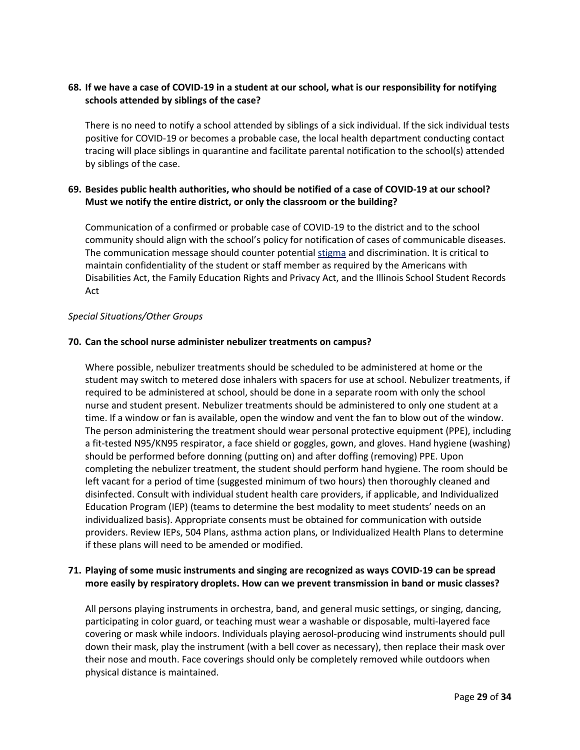**68. If we have a case of COVID-19 in a student at our school, what is our responsibility for notifying schools attended by siblings of the case?**

There is no need to notify a school attended by siblings of a sick individual. If the sick individual tests positive for COVID-19 or becomes a probable case, the local health department conducting contact tracing will place siblings in quarantine and facilitate parental notification to the school(s) attended by siblings of the case.

**69. Besides public health authorities, who should be notified of a case of COVID-19 at our school? Must we notify the entire district, or only the classroom or the building?**

Communication of a confirmed or probable case of COVID-19 to the district and to the school community should align with the school's policy for notification of cases of communicable diseases. The communication message should counter potential stigma and discrimination. It is critical to maintain confidentiality of the student or staff member as required by the Americans with Disabilities Act, the Family Education Rights and Privacy Act, and the Illinois School Student Records Act

*Special Situations/Other Groups*

**70. Can the school nurse administer nebulizer treatments on campus?**

Where possible, nebulizer treatments should be scheduled to be administered at home or the student may switch to metered dose inhalers with spacers for use at school. Nebulizer treatments, if required to be administered at school, should be done in a separate room with only the school nurse and student present. Nebulizer treatments should be administered to only one student at a time. If a window or fan is available, open the window and vent the fan to blow out of the window. The person administering the treatment should wear personal protective equipment (PPE), including a fit-tested N95/KN95 respirator, a face shield or goggles, gown, and gloves. Hand hygiene (washing) should be performed before donning (putting on) and after doffing (removing) PPE. Upon completing the nebulizer treatment, the student should perform hand hygiene. The room should be left vacant for a period of time (suggested minimum of two hours) then thoroughly cleaned and disinfected. Consult with individual student health care providers, if applicable, and Individualized Education Program (IEP) (teams to determine the best modality to meet students' needs on an individualized basis). Appropriate consents must be obtained for communication with outside providers. Review IEPs, 504 Plans, asthma action plans, or Individualized Health Plans to determine if these plans will need to be amended or modified.

**71. Playing of some music instruments and singing are recognized as ways COVID-19 can be spread more easily by respiratory droplets. How can we prevent transmission in band or music classes?**

All persons playing instruments in orchestra, band, and general music settings, or singing, dancing, participating in color guard, or teaching must wear a washable or disposable, multi-layered face covering or mask while indoors. Individuals playing aerosol-producing wind instruments should pull down their mask, play the instrument (with a bell cover as necessary), then replace their mask over their nose and mouth. Face coverings should only be completely removed while outdoors when physical distance is maintained.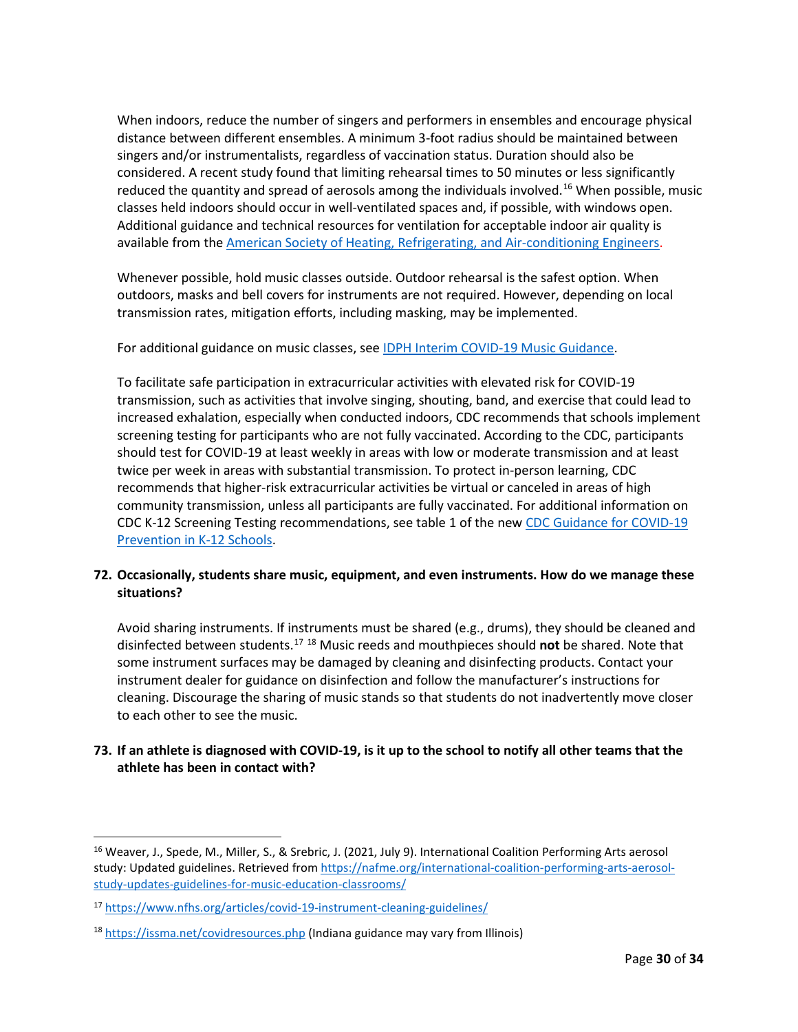When indoors, reduce the number of singers and performers in ensembles and encourage physical distance between different ensembles. A minimum 3-foot radius should be maintained between singers and/or instrumentalists, regardless of vaccination status. Duration should also be considered. A recent study found that limiting rehearsal times to 50 minutes or less significantly reduced the quantity and spread of aerosols among the individuals involved.[16] When possible, music classes held indoors should occur in well-ventilated spaces and, if possible, with windows open. Additional guidance and technical resources for ventilation for acceptable indoor air quality is available from the [American Society of Heating, Refrigerating, and Air-conditioning Engineers](#).

Whenever possible, hold music classes outside. Outdoor rehearsal is the safest option. When outdoors, masks and bell covers for instruments are not required. However, depending on local transmission rates, mitigation efforts, including masking, may be implemented.

For additional guidance on music classes, see [IDPH Interim COVID-19 Music Guidance](#).

To facilitate safe participation in extracurricular activities with elevated risk for COVID-19 transmission, such as activities that involve singing, shouting, band, and exercise that could lead to increased exhalation, especially when conducted indoors, CDC recommends that schools implement screening testing for participants who are not fully vaccinated. According to the CDC, participants should test for COVID-19 at least weekly in areas with low or moderate transmission and at least twice per week in areas with substantial transmission. To protect in-person learning, CDC recommends that higher-risk extracurricular activities be virtual or canceled in areas of high community transmission, unless all participants are fully vaccinated. For additional information on CDC K-12 Screening Testing recommendations, see table 1 of the new [CDC Guidance for COVID-19 Prevention in K-12 Schools](#).

**72. Occasionally, students share music, equipment, and even instruments. How do we manage these situations?**

Avoid sharing instruments. If instruments must be shared (e.g., drums), they should be cleaned and disinfected between students.[17] [18] Music reeds and mouthpieces should **not** be shared. Note that some instrument surfaces may be damaged by cleaning and disinfecting products. Contact your instrument dealer for guidance on disinfection and follow the manufacturer's instructions for cleaning. Discourage the sharing of music stands so that students do not inadvertently move closer to each other to see the music.

**73. If an athlete is diagnosed with COVID-19, is it up to the school to notify all other teams that the athlete has been in contact with?**

---

[16] Weaver, J., Spede, M., Miller, S., & Srebric, J. (2021, July 9). International Coalition Performing Arts aerosol study: Updated guidelines. Retrieved from https://nafme.org/international-coalition-performing-arts-aerosol-study-updates-guidelines-for-music-education-classrooms/

[17] https://www.nfhs.org/articles/covid-19-instrument-cleaning-guidelines/

[18] https://issma.net/covidresources.php (Indiana guidance may vary from Illinois)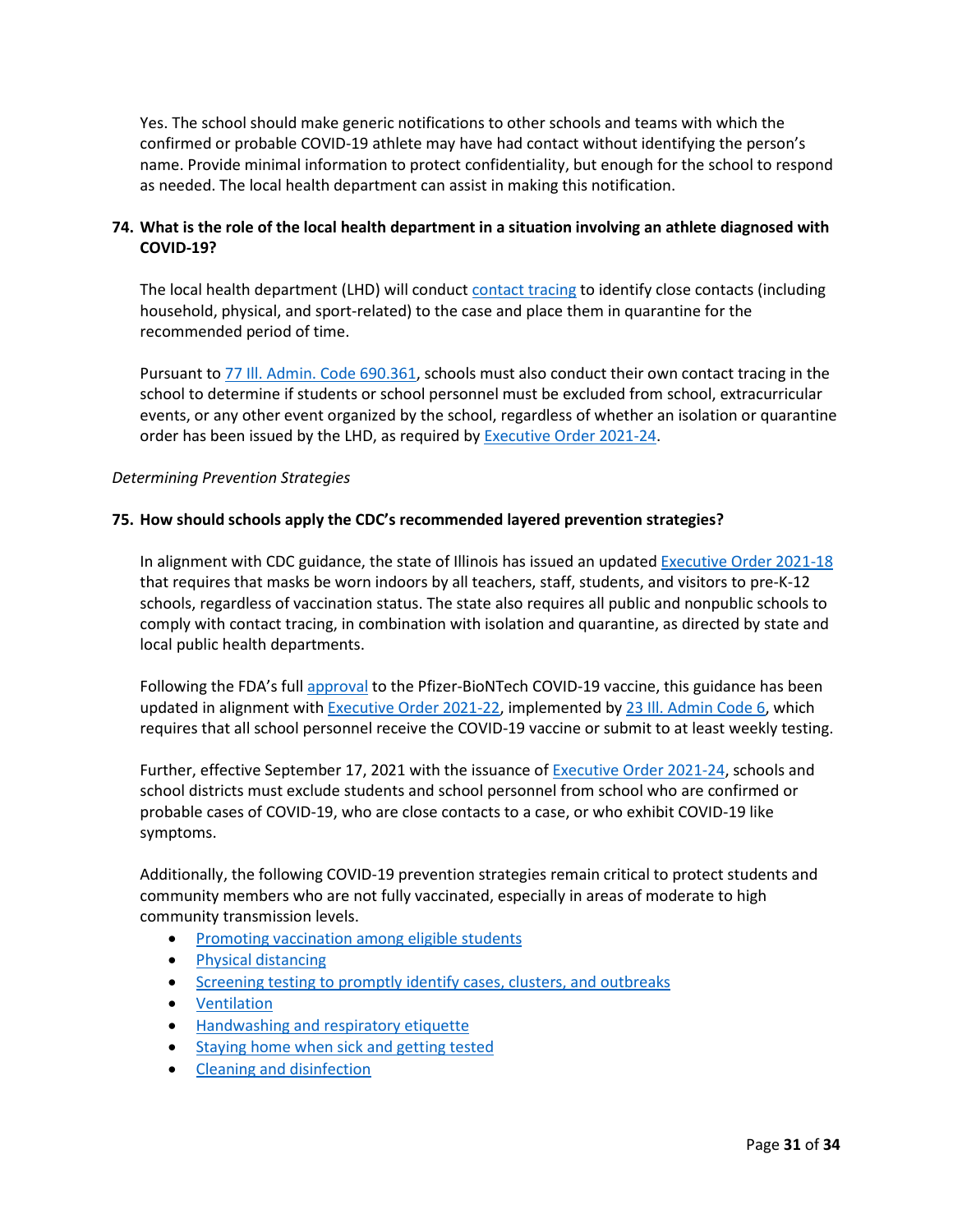Yes. The school should make generic notifications to other schools and teams with which the confirmed or probable COVID-19 athlete may have had contact without identifying the person's name. Provide minimal information to protect confidentiality, but enough for the school to respond as needed. The local health department can assist in making this notification.

**74. What is the role of the local health department in a situation involving an athlete diagnosed with COVID-19?**

The local health department (LHD) will conduct contact tracing to identify close contacts (including household, physical, and sport-related) to the case and place them in quarantine for the recommended period of time.

Pursuant to 77 Ill. Admin. Code 690.361, schools must also conduct their own contact tracing in the school to determine if students or school personnel must be excluded from school, extracurricular events, or any other event organized by the school, regardless of whether an isolation or quarantine order has been issued by the LHD, as required by Executive Order 2021-24.

*Determining Prevention Strategies*

**75. How should schools apply the CDC's recommended layered prevention strategies?**

In alignment with CDC guidance, the state of Illinois has issued an updated Executive Order 2021-18 that requires that masks be worn indoors by all teachers, staff, students, and visitors to pre-K-12 schools, regardless of vaccination status. The state also requires all public and nonpublic schools to comply with contact tracing, in combination with isolation and quarantine, as directed by state and local public health departments.

Following the FDA's full approval to the Pfizer-BioNTech COVID-19 vaccine, this guidance has been updated in alignment with Executive Order 2021-22, implemented by 23 Ill. Admin Code 6, which requires that all school personnel receive the COVID-19 vaccine or submit to at least weekly testing.

Further, effective September 17, 2021 with the issuance of Executive Order 2021-24, schools and school districts must exclude students and school personnel from school who are confirmed or probable cases of COVID-19, who are close contacts to a case, or who exhibit COVID-19 like symptoms.

Additionally, the following COVID-19 prevention strategies remain critical to protect students and community members who are not fully vaccinated, especially in areas of moderate to high community transmission levels.

- Promoting vaccination among eligible students
- Physical distancing
- Screening testing to promptly identify cases, clusters, and outbreaks
- Ventilation
- Handwashing and respiratory etiquette
- Staying home when sick and getting tested
- Cleaning and disinfection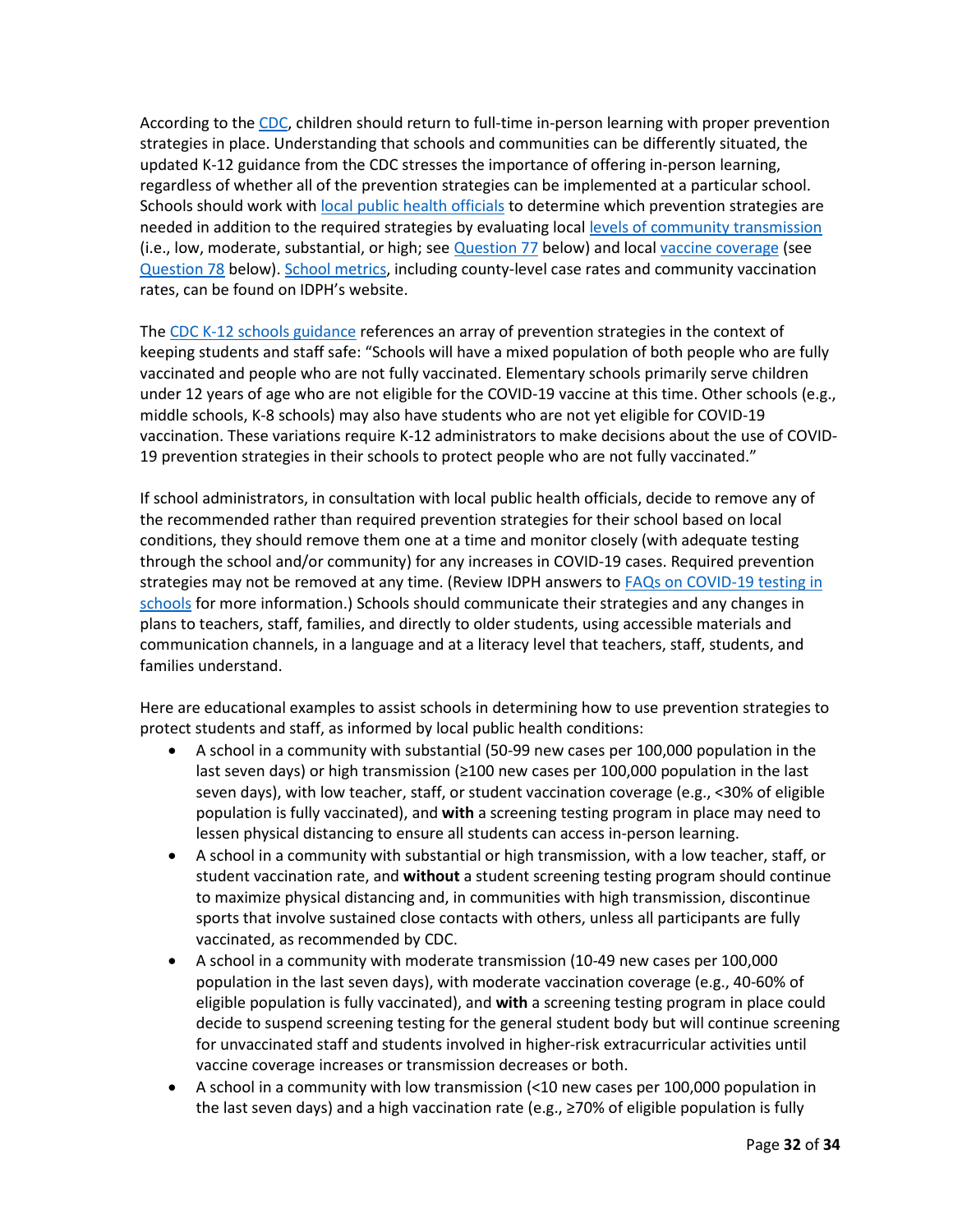According to the CDC, children should return to full-time in-person learning with proper prevention strategies in place. Understanding that schools and communities can be differently situated, the updated K-12 guidance from the CDC stresses the importance of offering in-person learning, regardless of whether all of the prevention strategies can be implemented at a particular school. Schools should work with local public health officials to determine which prevention strategies are needed in addition to the required strategies by evaluating local levels of community transmission (i.e., low, moderate, substantial, or high; see Question 77 below) and local vaccine coverage (see Question 78 below). School metrics, including county-level case rates and community vaccination rates, can be found on IDPH's website.

The CDC K-12 schools guidance references an array of prevention strategies in the context of keeping students and staff safe: "Schools will have a mixed population of both people who are fully vaccinated and people who are not fully vaccinated. Elementary schools primarily serve children under 12 years of age who are not eligible for the COVID-19 vaccine at this time. Other schools (e.g., middle schools, K-8 schools) may also have students who are not yet eligible for COVID-19 vaccination. These variations require K-12 administrators to make decisions about the use of COVID-19 prevention strategies in their schools to protect people who are not fully vaccinated."

If school administrators, in consultation with local public health officials, decide to remove any of the recommended rather than required prevention strategies for their school based on local conditions, they should remove them one at a time and monitor closely (with adequate testing through the school and/or community) for any increases in COVID-19 cases. Required prevention strategies may not be removed at any time. (Review IDPH answers to FAQs on COVID-19 testing in schools for more information.) Schools should communicate their strategies and any changes in plans to teachers, staff, families, and directly to older students, using accessible materials and communication channels, in a language and at a literacy level that teachers, staff, students, and families understand.

Here are educational examples to assist schools in determining how to use prevention strategies to protect students and staff, as informed by local public health conditions:

- A school in a community with substantial (50-99 new cases per 100,000 population in the last seven days) or high transmission (≥100 new cases per 100,000 population in the last seven days), with low teacher, staff, or student vaccination coverage (e.g., <30% of eligible population is fully vaccinated), and **with** a screening testing program in place may need to lessen physical distancing to ensure all students can access in-person learning.
- A school in a community with substantial or high transmission, with a low teacher, staff, or student vaccination rate, and **without** a student screening testing program should continue to maximize physical distancing and, in communities with high transmission, discontinue sports that involve sustained close contacts with others, unless all participants are fully vaccinated, as recommended by CDC.
- A school in a community with moderate transmission (10-49 new cases per 100,000 population in the last seven days), with moderate vaccination coverage (e.g., 40-60% of eligible population is fully vaccinated), and **with** a screening testing program in place could decide to suspend screening testing for the general student body but will continue screening for unvaccinated staff and students involved in higher-risk extracurricular activities until vaccine coverage increases or transmission decreases or both.
- A school in a community with low transmission (<10 new cases per 100,000 population in the last seven days) and a high vaccination rate (e.g., ≥70% of eligible population is fully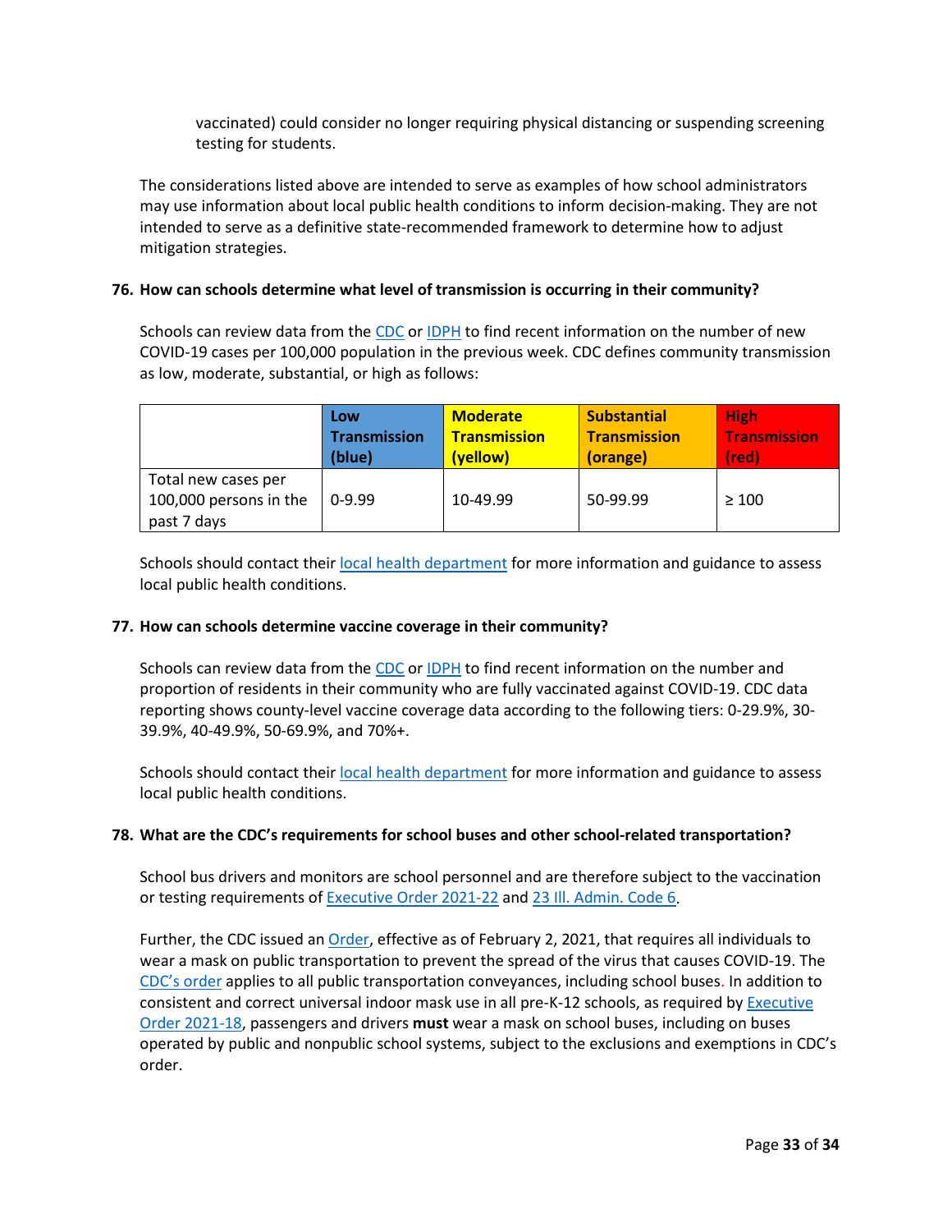vaccinated) could consider no longer requiring physical distancing or suspending screening testing for students.

The considerations listed above are intended to serve as examples of how school administrators may use information about local public health conditions to inform decision-making. They are not intended to serve as a definitive state-recommended framework to determine how to adjust mitigation strategies.

**76. How can schools determine what level of transmission is occurring in their community?**

Schools can review data from the CDC or IDPH to find recent information on the number of new COVID-19 cases per 100,000 population in the previous week. CDC defines community transmission as low, moderate, substantial, or high as follows:

| | **Low Transmission (blue)** | **Moderate Transmission (yellow)** | **Substantial Transmission (orange)** | **High Transmission (red)** |
|---|---|---|---|---|
| Total new cases per 100,000 persons in the past 7 days | 0-9.99 | 10-49.99 | 50-99.99 | ≥ 100 |

Schools should contact their local health department for more information and guidance to assess local public health conditions.

**77. How can schools determine vaccine coverage in their community?**

Schools can review data from the CDC or IDPH to find recent information on the number and proportion of residents in their community who are fully vaccinated against COVID-19. CDC data reporting shows county-level vaccine coverage data according to the following tiers: 0-29.9%, 30-39.9%, 40-49.9%, 50-69.9%, and 70%+.

Schools should contact their local health department for more information and guidance to assess local public health conditions.

**78. What are the CDC's requirements for school buses and other school-related transportation?**

School bus drivers and monitors are school personnel and are therefore subject to the vaccination or testing requirements of Executive Order 2021-22 and 23 Ill. Admin. Code 6.

Further, the CDC issued an Order, effective as of February 2, 2021, that requires all individuals to wear a mask on public transportation to prevent the spread of the virus that causes COVID-19. The CDC's order applies to all public transportation conveyances, including school buses. In addition to consistent and correct universal indoor mask use in all pre-K-12 schools, as required by Executive Order 2021-18, passengers and drivers **must** wear a mask on school buses, including on buses operated by public and nonpublic school systems, subject to the exclusions and exemptions in CDC's order.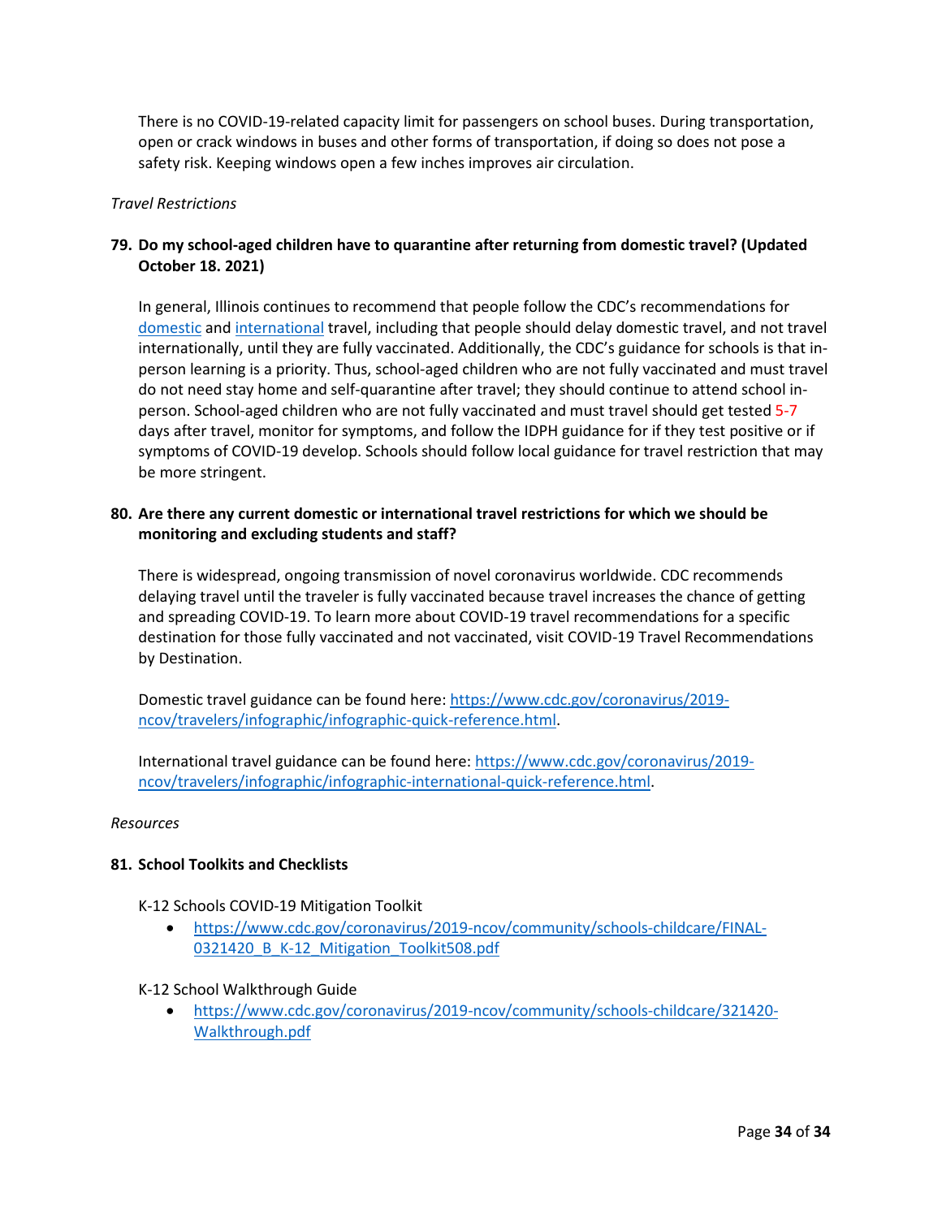There is no COVID-19-related capacity limit for passengers on school buses. During transportation, open or crack windows in buses and other forms of transportation, if doing so does not pose a safety risk. Keeping windows open a few inches improves air circulation.

*Travel Restrictions*

**79. Do my school-aged children have to quarantine after returning from domestic travel? (Updated October 18. 2021)**

In general, Illinois continues to recommend that people follow the CDC's recommendations for domestic and international travel, including that people should delay domestic travel, and not travel internationally, until they are fully vaccinated. Additionally, the CDC's guidance for schools is that in-person learning is a priority. Thus, school-aged children who are not fully vaccinated and must travel do not need stay home and self-quarantine after travel; they should continue to attend school in-person. School-aged children who are not fully vaccinated and must travel should get tested 5-7 days after travel, monitor for symptoms, and follow the IDPH guidance for if they test positive or if symptoms of COVID-19 develop. Schools should follow local guidance for travel restriction that may be more stringent.

**80. Are there any current domestic or international travel restrictions for which we should be monitoring and excluding students and staff?**

There is widespread, ongoing transmission of novel coronavirus worldwide. CDC recommends delaying travel until the traveler is fully vaccinated because travel increases the chance of getting and spreading COVID-19. To learn more about COVID-19 travel recommendations for a specific destination for those fully vaccinated and not vaccinated, visit COVID-19 Travel Recommendations by Destination.

Domestic travel guidance can be found here: https://www.cdc.gov/coronavirus/2019-ncov/travelers/infographic/infographic-quick-reference.html.

International travel guidance can be found here: https://www.cdc.gov/coronavirus/2019-ncov/travelers/infographic/infographic-international-quick-reference.html.

*Resources*

**81. School Toolkits and Checklists**

K-12 Schools COVID-19 Mitigation Toolkit

- https://www.cdc.gov/coronavirus/2019-ncov/community/schools-childcare/FINAL-0321420_B_K-12_Mitigation_Toolkit508.pdf

K-12 School Walkthrough Guide

- https://www.cdc.gov/coronavirus/2019-ncov/community/schools-childcare/321420-Walkthrough.pdf